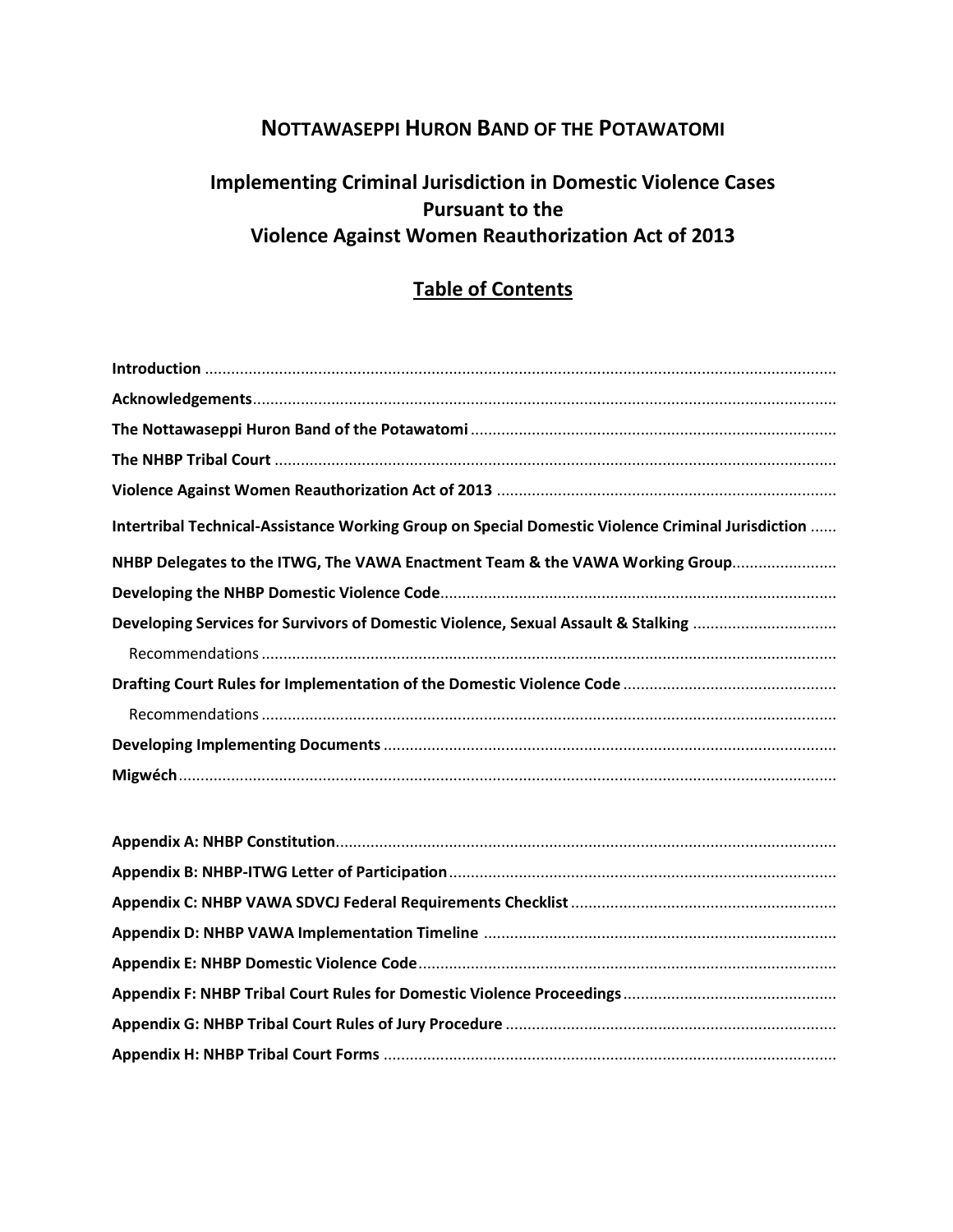# NOTTAWASEPPI HURON BAND OF THE POTAWATOMI

## Implementing Criminal Jurisdiction in Domestic Violence Cases Pursuant to the Violence Against Women Reauthorization Act of 2013

## Table of Contents

**Introduction**

**Acknowledgements**

**The Nottawaseppi Huron Band of the Potawatomi**

**The NHBP Tribal Court**

**Violence Against Women Reauthorization Act of 2013**

**Intertribal Technical-Assistance Working Group on Special Domestic Violence Criminal Jurisdiction**

**NHBP Delegates to the ITWG, The VAWA Enactment Team & the VAWA Working Group**

**Developing the NHBP Domestic Violence Code**

**Developing Services for Survivors of Domestic Violence, Sexual Assault & Stalking**

- Recommendations

**Drafting Court Rules for Implementation of the Domestic Violence Code**

- Recommendations

**Developing Implementing Documents**

**Migwéch**

**Appendix A: NHBP Constitution**

**Appendix B: NHBP-ITWG Letter of Participation**

**Appendix C: NHBP VAWA SDVCJ Federal Requirements Checklist**

**Appendix D: NHBP VAWA Implementation Timeline**

**Appendix E: NHBP Domestic Violence Code**

**Appendix F: NHBP Tribal Court Rules for Domestic Violence Proceedings**

**Appendix G: NHBP Tribal Court Rules of Jury Procedure**

**Appendix H: NHBP Tribal Court Forms**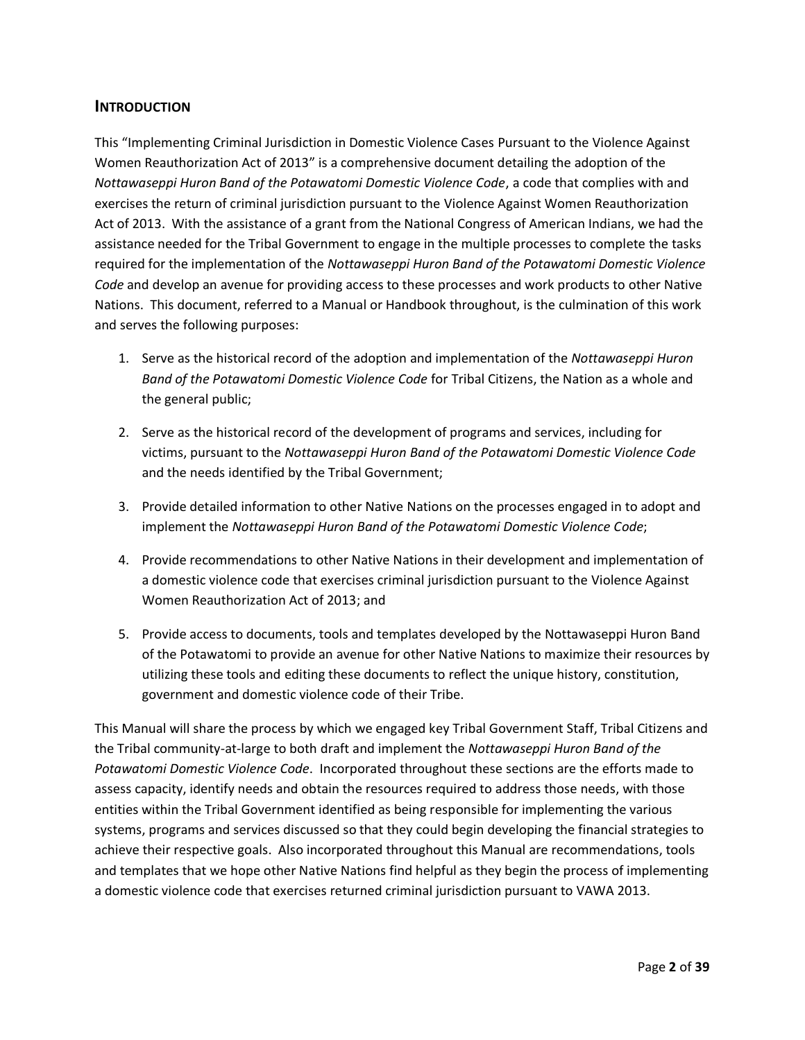## INTRODUCTION

This "Implementing Criminal Jurisdiction in Domestic Violence Cases Pursuant to the Violence Against Women Reauthorization Act of 2013" is a comprehensive document detailing the adoption of the *Nottawaseppi Huron Band of the Potawatomi Domestic Violence Code*, a code that complies with and exercises the return of criminal jurisdiction pursuant to the Violence Against Women Reauthorization Act of 2013. With the assistance of a grant from the National Congress of American Indians, we had the assistance needed for the Tribal Government to engage in the multiple processes to complete the tasks required for the implementation of the *Nottawaseppi Huron Band of the Potawatomi Domestic Violence Code* and develop an avenue for providing access to these processes and work products to other Native Nations. This document, referred to a Manual or Handbook throughout, is the culmination of this work and serves the following purposes:

1. Serve as the historical record of the adoption and implementation of the *Nottawaseppi Huron Band of the Potawatomi Domestic Violence Code* for Tribal Citizens, the Nation as a whole and the general public;

2. Serve as the historical record of the development of programs and services, including for victims, pursuant to the *Nottawaseppi Huron Band of the Potawatomi Domestic Violence Code* and the needs identified by the Tribal Government;

3. Provide detailed information to other Native Nations on the processes engaged in to adopt and implement the *Nottawaseppi Huron Band of the Potawatomi Domestic Violence Code*;

4. Provide recommendations to other Native Nations in their development and implementation of a domestic violence code that exercises criminal jurisdiction pursuant to the Violence Against Women Reauthorization Act of 2013; and

5. Provide access to documents, tools and templates developed by the Nottawaseppi Huron Band of the Potawatomi to provide an avenue for other Native Nations to maximize their resources by utilizing these tools and editing these documents to reflect the unique history, constitution, government and domestic violence code of their Tribe.

This Manual will share the process by which we engaged key Tribal Government Staff, Tribal Citizens and the Tribal community-at-large to both draft and implement the *Nottawaseppi Huron Band of the Potawatomi Domestic Violence Code*. Incorporated throughout these sections are the efforts made to assess capacity, identify needs and obtain the resources required to address those needs, with those entities within the Tribal Government identified as being responsible for implementing the various systems, programs and services discussed so that they could begin developing the financial strategies to achieve their respective goals. Also incorporated throughout this Manual are recommendations, tools and templates that we hope other Native Nations find helpful as they begin the process of implementing a domestic violence code that exercises returned criminal jurisdiction pursuant to VAWA 2013.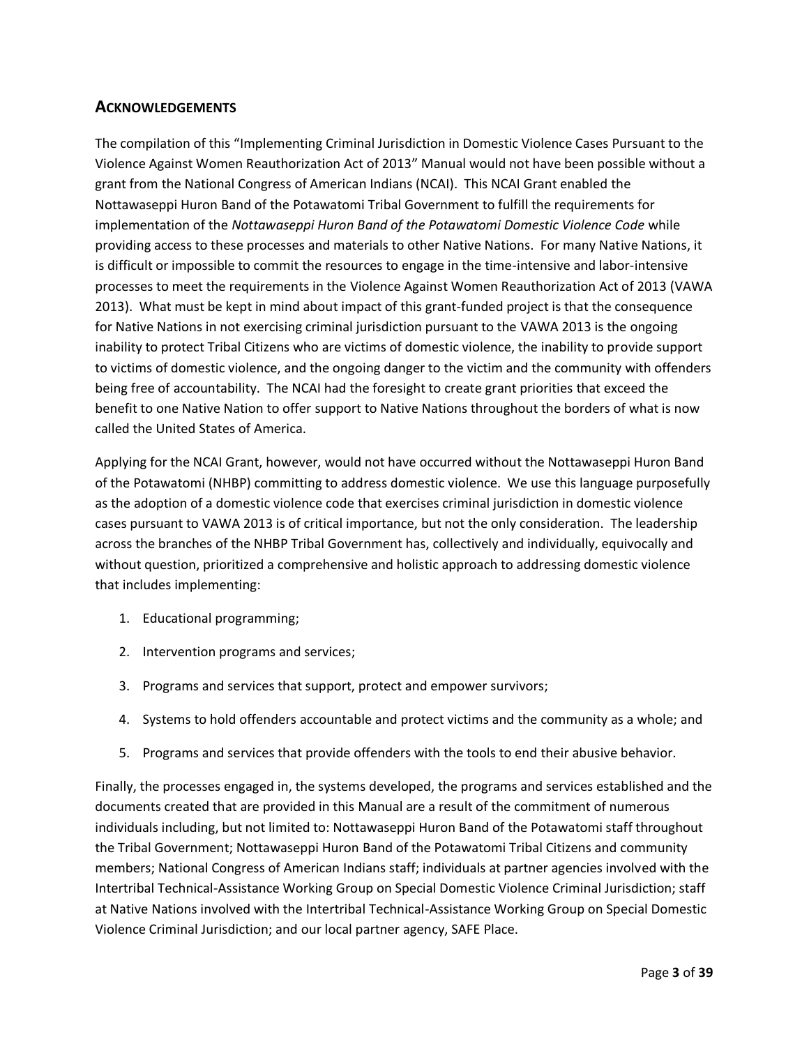## Acknowledgements

The compilation of this "Implementing Criminal Jurisdiction in Domestic Violence Cases Pursuant to the Violence Against Women Reauthorization Act of 2013" Manual would not have been possible without a grant from the National Congress of American Indians (NCAI). This NCAI Grant enabled the Nottawaseppi Huron Band of the Potawatomi Tribal Government to fulfill the requirements for implementation of the *Nottawaseppi Huron Band of the Potawatomi Domestic Violence Code* while providing access to these processes and materials to other Native Nations. For many Native Nations, it is difficult or impossible to commit the resources to engage in the time-intensive and labor-intensive processes to meet the requirements in the Violence Against Women Reauthorization Act of 2013 (VAWA 2013). What must be kept in mind about impact of this grant-funded project is that the consequence for Native Nations in not exercising criminal jurisdiction pursuant to the VAWA 2013 is the ongoing inability to protect Tribal Citizens who are victims of domestic violence, the inability to provide support to victims of domestic violence, and the ongoing danger to the victim and the community with offenders being free of accountability. The NCAI had the foresight to create grant priorities that exceed the benefit to one Native Nation to offer support to Native Nations throughout the borders of what is now called the United States of America.

Applying for the NCAI Grant, however, would not have occurred without the Nottawaseppi Huron Band of the Potawatomi (NHBP) committing to address domestic violence. We use this language purposefully as the adoption of a domestic violence code that exercises criminal jurisdiction in domestic violence cases pursuant to VAWA 2013 is of critical importance, but not the only consideration. The leadership across the branches of the NHBP Tribal Government has, collectively and individually, equivocally and without question, prioritized a comprehensive and holistic approach to addressing domestic violence that includes implementing:

1. Educational programming;
2. Intervention programs and services;
3. Programs and services that support, protect and empower survivors;
4. Systems to hold offenders accountable and protect victims and the community as a whole; and
5. Programs and services that provide offenders with the tools to end their abusive behavior.

Finally, the processes engaged in, the systems developed, the programs and services established and the documents created that are provided in this Manual are a result of the commitment of numerous individuals including, but not limited to: Nottawaseppi Huron Band of the Potawatomi staff throughout the Tribal Government; Nottawaseppi Huron Band of the Potawatomi Tribal Citizens and community members; National Congress of American Indians staff; individuals at partner agencies involved with the Intertribal Technical-Assistance Working Group on Special Domestic Violence Criminal Jurisdiction; staff at Native Nations involved with the Intertribal Technical-Assistance Working Group on Special Domestic Violence Criminal Jurisdiction; and our local partner agency, SAFE Place.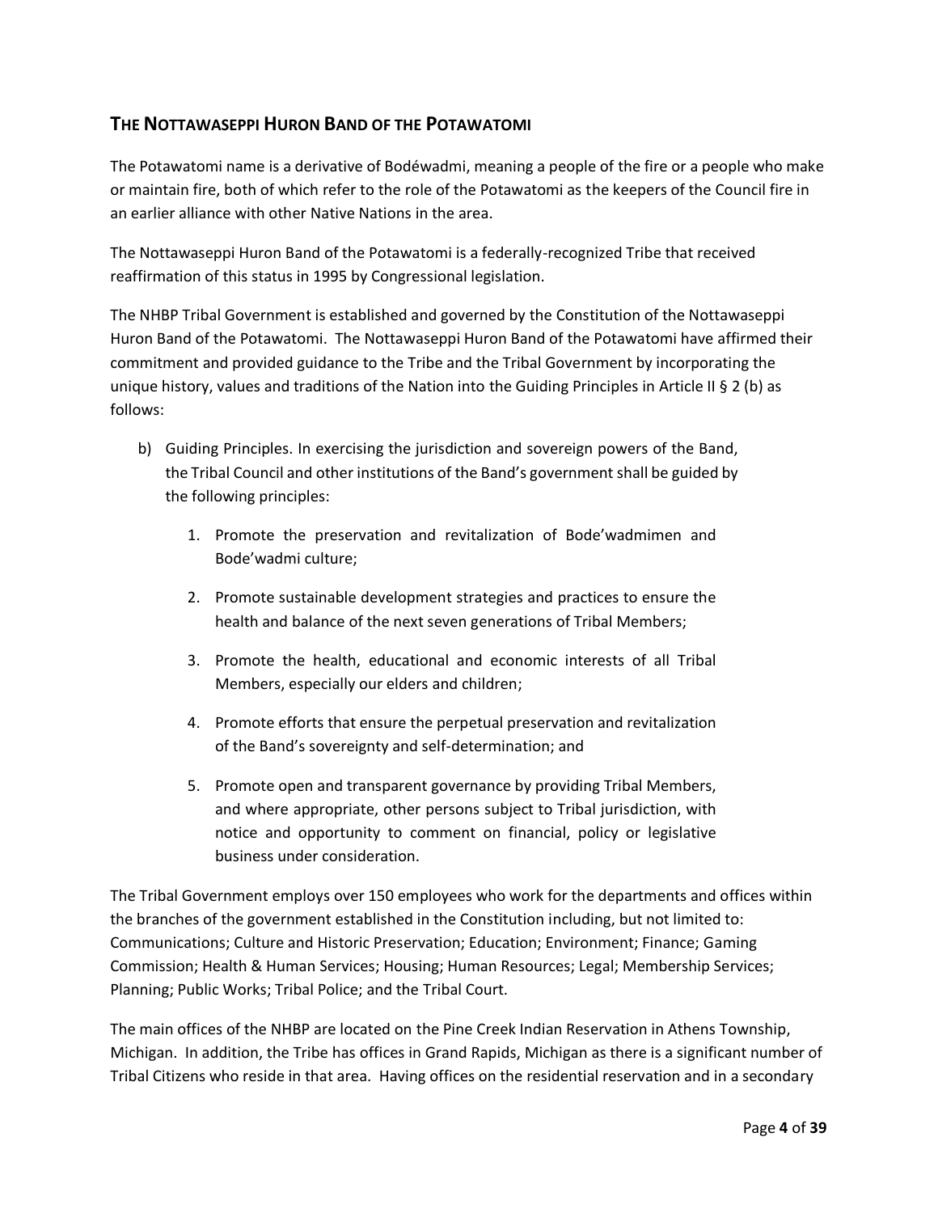## The Nottawaseppi Huron Band of the Potawatomi

The Potawatomi name is a derivative of Bodéwadmi, meaning a people of the fire or a people who make or maintain fire, both of which refer to the role of the Potawatomi as the keepers of the Council fire in an earlier alliance with other Native Nations in the area.

The Nottawaseppi Huron Band of the Potawatomi is a federally-recognized Tribe that received reaffirmation of this status in 1995 by Congressional legislation.

The NHBP Tribal Government is established and governed by the Constitution of the Nottawaseppi Huron Band of the Potawatomi. The Nottawaseppi Huron Band of the Potawatomi have affirmed their commitment and provided guidance to the Tribe and the Tribal Government by incorporating the unique history, values and traditions of the Nation into the Guiding Principles in Article II § 2 (b) as follows:

b) Guiding Principles. In exercising the jurisdiction and sovereign powers of the Band, the Tribal Council and other institutions of the Band's government shall be guided by the following principles:

1. Promote the preservation and revitalization of Bode'wadmimen and Bode'wadmi culture;
2. Promote sustainable development strategies and practices to ensure the health and balance of the next seven generations of Tribal Members;
3. Promote the health, educational and economic interests of all Tribal Members, especially our elders and children;
4. Promote efforts that ensure the perpetual preservation and revitalization of the Band's sovereignty and self-determination; and
5. Promote open and transparent governance by providing Tribal Members, and where appropriate, other persons subject to Tribal jurisdiction, with notice and opportunity to comment on financial, policy or legislative business under consideration.

The Tribal Government employs over 150 employees who work for the departments and offices within the branches of the government established in the Constitution including, but not limited to: Communications; Culture and Historic Preservation; Education; Environment; Finance; Gaming Commission; Health & Human Services; Housing; Human Resources; Legal; Membership Services; Planning; Public Works; Tribal Police; and the Tribal Court.

The main offices of the NHBP are located on the Pine Creek Indian Reservation in Athens Township, Michigan. In addition, the Tribe has offices in Grand Rapids, Michigan as there is a significant number of Tribal Citizens who reside in that area. Having offices on the residential reservation and in a secondary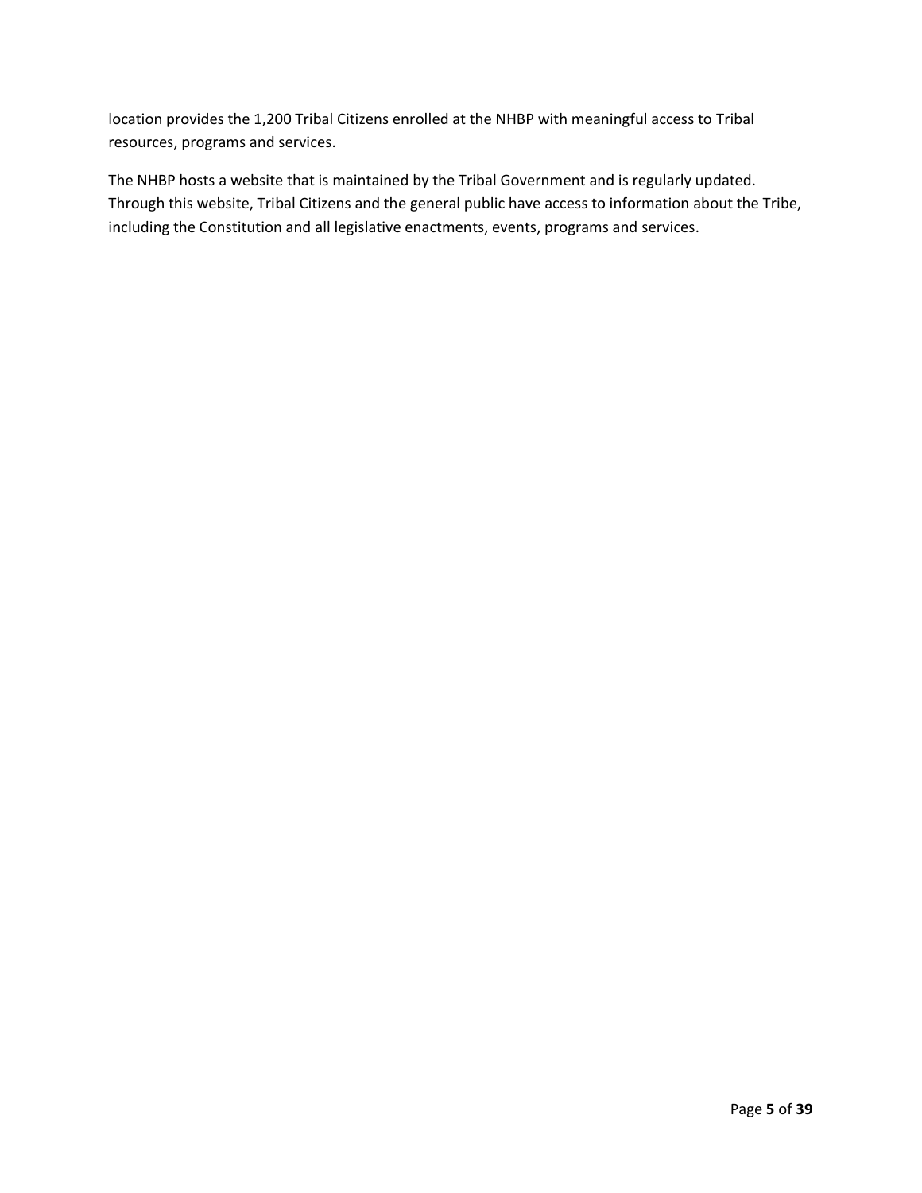location provides the 1,200 Tribal Citizens enrolled at the NHBP with meaningful access to Tribal resources, programs and services.

The NHBP hosts a website that is maintained by the Tribal Government and is regularly updated. Through this website, Tribal Citizens and the general public have access to information about the Tribe, including the Constitution and all legislative enactments, events, programs and services.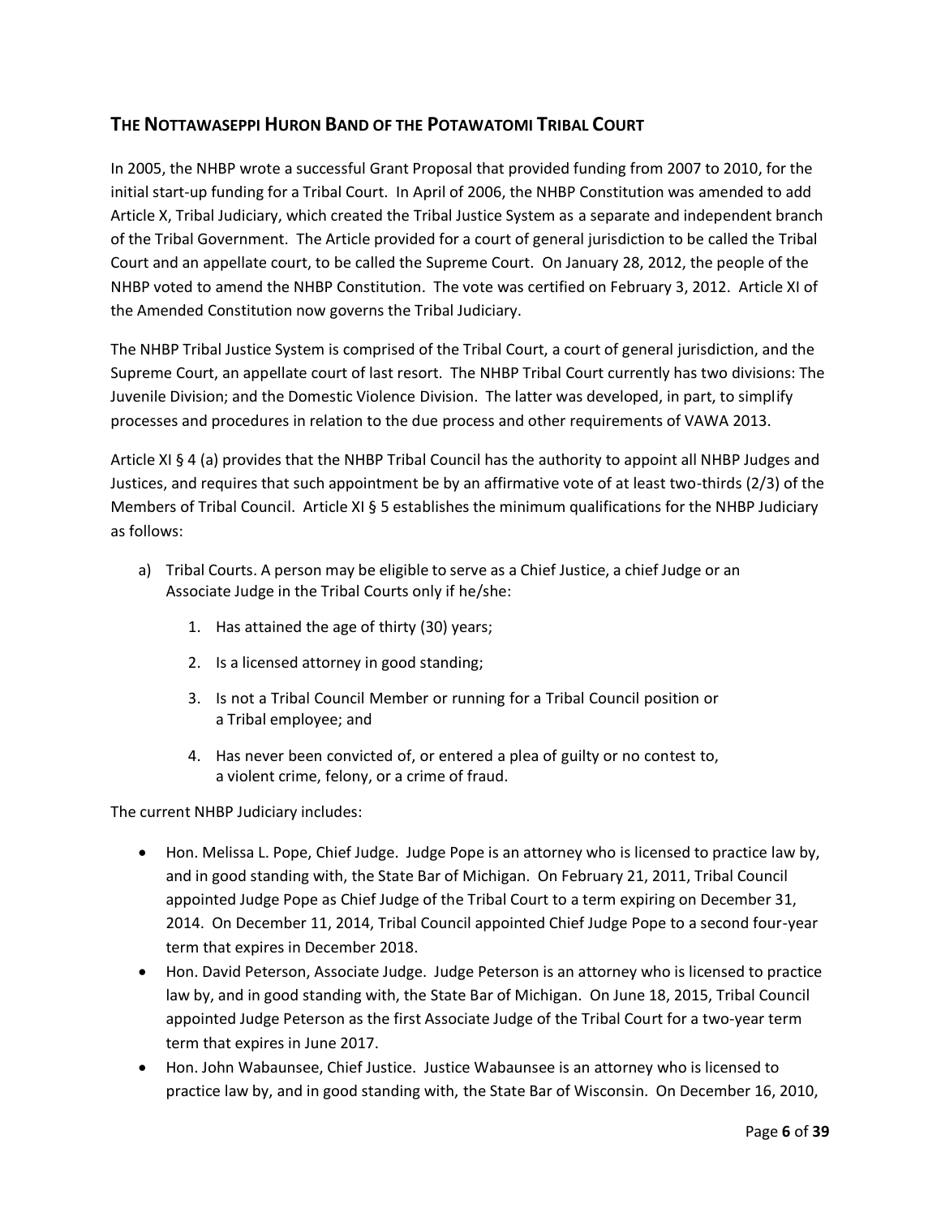## The Nottawaseppi Huron Band of the Potawatomi Tribal Court

In 2005, the NHBP wrote a successful Grant Proposal that provided funding from 2007 to 2010, for the initial start-up funding for a Tribal Court. In April of 2006, the NHBP Constitution was amended to add Article X, Tribal Judiciary, which created the Tribal Justice System as a separate and independent branch of the Tribal Government. The Article provided for a court of general jurisdiction to be called the Tribal Court and an appellate court, to be called the Supreme Court. On January 28, 2012, the people of the NHBP voted to amend the NHBP Constitution. The vote was certified on February 3, 2012. Article XI of the Amended Constitution now governs the Tribal Judiciary.

The NHBP Tribal Justice System is comprised of the Tribal Court, a court of general jurisdiction, and the Supreme Court, an appellate court of last resort. The NHBP Tribal Court currently has two divisions: The Juvenile Division; and the Domestic Violence Division. The latter was developed, in part, to simplify processes and procedures in relation to the due process and other requirements of VAWA 2013.

Article XI § 4 (a) provides that the NHBP Tribal Council has the authority to appoint all NHBP Judges and Justices, and requires that such appointment be by an affirmative vote of at least two-thirds (2/3) of the Members of Tribal Council. Article XI § 5 establishes the minimum qualifications for the NHBP Judiciary as follows:

a) Tribal Courts. A person may be eligible to serve as a Chief Justice, a chief Judge or an Associate Judge in the Tribal Courts only if he/she:

   1. Has attained the age of thirty (30) years;
   2. Is a licensed attorney in good standing;
   3. Is not a Tribal Council Member or running for a Tribal Council position or a Tribal employee; and
   4. Has never been convicted of, or entered a plea of guilty or no contest to, a violent crime, felony, or a crime of fraud.

The current NHBP Judiciary includes:

- Hon. Melissa L. Pope, Chief Judge. Judge Pope is an attorney who is licensed to practice law by, and in good standing with, the State Bar of Michigan. On February 21, 2011, Tribal Council appointed Judge Pope as Chief Judge of the Tribal Court to a term expiring on December 31, 2014. On December 11, 2014, Tribal Council appointed Chief Judge Pope to a second four-year term that expires in December 2018.
- Hon. David Peterson, Associate Judge. Judge Peterson is an attorney who is licensed to practice law by, and in good standing with, the State Bar of Michigan. On June 18, 2015, Tribal Council appointed Judge Peterson as the first Associate Judge of the Tribal Court for a two-year term term that expires in June 2017.
- Hon. John Wabaunsee, Chief Justice. Justice Wabaunsee is an attorney who is licensed to practice law by, and in good standing with, the State Bar of Wisconsin. On December 16, 2010,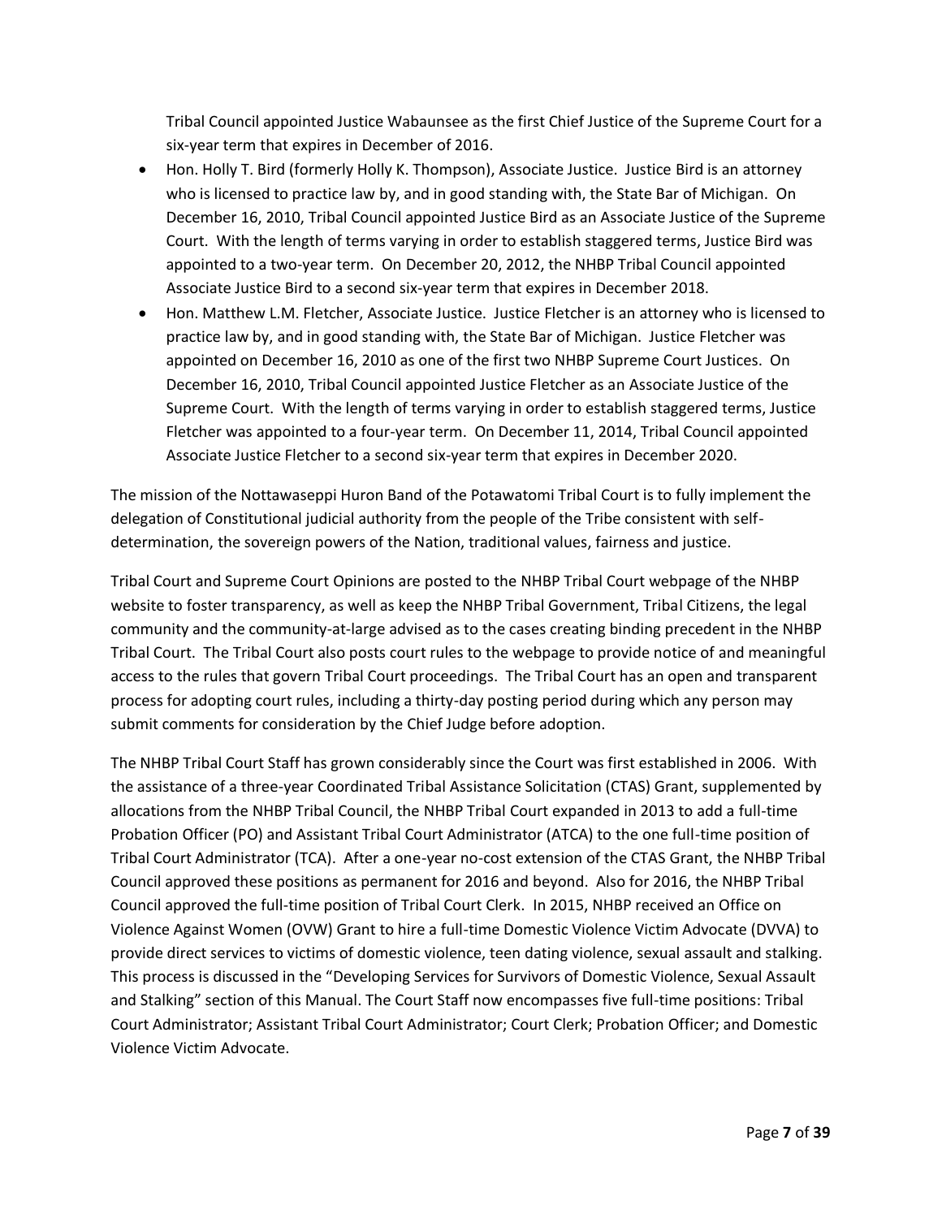Tribal Council appointed Justice Wabaunsee as the first Chief Justice of the Supreme Court for a six-year term that expires in December of 2016.

- Hon. Holly T. Bird (formerly Holly K. Thompson), Associate Justice. Justice Bird is an attorney who is licensed to practice law by, and in good standing with, the State Bar of Michigan. On December 16, 2010, Tribal Council appointed Justice Bird as an Associate Justice of the Supreme Court. With the length of terms varying in order to establish staggered terms, Justice Bird was appointed to a two-year term. On December 20, 2012, the NHBP Tribal Council appointed Associate Justice Bird to a second six-year term that expires in December 2018.
- Hon. Matthew L.M. Fletcher, Associate Justice. Justice Fletcher is an attorney who is licensed to practice law by, and in good standing with, the State Bar of Michigan. Justice Fletcher was appointed on December 16, 2010 as one of the first two NHBP Supreme Court Justices. On December 16, 2010, Tribal Council appointed Justice Fletcher as an Associate Justice of the Supreme Court. With the length of terms varying in order to establish staggered terms, Justice Fletcher was appointed to a four-year term. On December 11, 2014, Tribal Council appointed Associate Justice Fletcher to a second six-year term that expires in December 2020.

The mission of the Nottawaseppi Huron Band of the Potawatomi Tribal Court is to fully implement the delegation of Constitutional judicial authority from the people of the Tribe consistent with self-determination, the sovereign powers of the Nation, traditional values, fairness and justice.

Tribal Court and Supreme Court Opinions are posted to the NHBP Tribal Court webpage of the NHBP website to foster transparency, as well as keep the NHBP Tribal Government, Tribal Citizens, the legal community and the community-at-large advised as to the cases creating binding precedent in the NHBP Tribal Court. The Tribal Court also posts court rules to the webpage to provide notice of and meaningful access to the rules that govern Tribal Court proceedings. The Tribal Court has an open and transparent process for adopting court rules, including a thirty-day posting period during which any person may submit comments for consideration by the Chief Judge before adoption.

The NHBP Tribal Court Staff has grown considerably since the Court was first established in 2006. With the assistance of a three-year Coordinated Tribal Assistance Solicitation (CTAS) Grant, supplemented by allocations from the NHBP Tribal Council, the NHBP Tribal Court expanded in 2013 to add a full-time Probation Officer (PO) and Assistant Tribal Court Administrator (ATCA) to the one full-time position of Tribal Court Administrator (TCA). After a one-year no-cost extension of the CTAS Grant, the NHBP Tribal Council approved these positions as permanent for 2016 and beyond. Also for 2016, the NHBP Tribal Council approved the full-time position of Tribal Court Clerk. In 2015, NHBP received an Office on Violence Against Women (OVW) Grant to hire a full-time Domestic Violence Victim Advocate (DVVA) to provide direct services to victims of domestic violence, teen dating violence, sexual assault and stalking. This process is discussed in the "Developing Services for Survivors of Domestic Violence, Sexual Assault and Stalking" section of this Manual. The Court Staff now encompasses five full-time positions: Tribal Court Administrator; Assistant Tribal Court Administrator; Court Clerk; Probation Officer; and Domestic Violence Victim Advocate.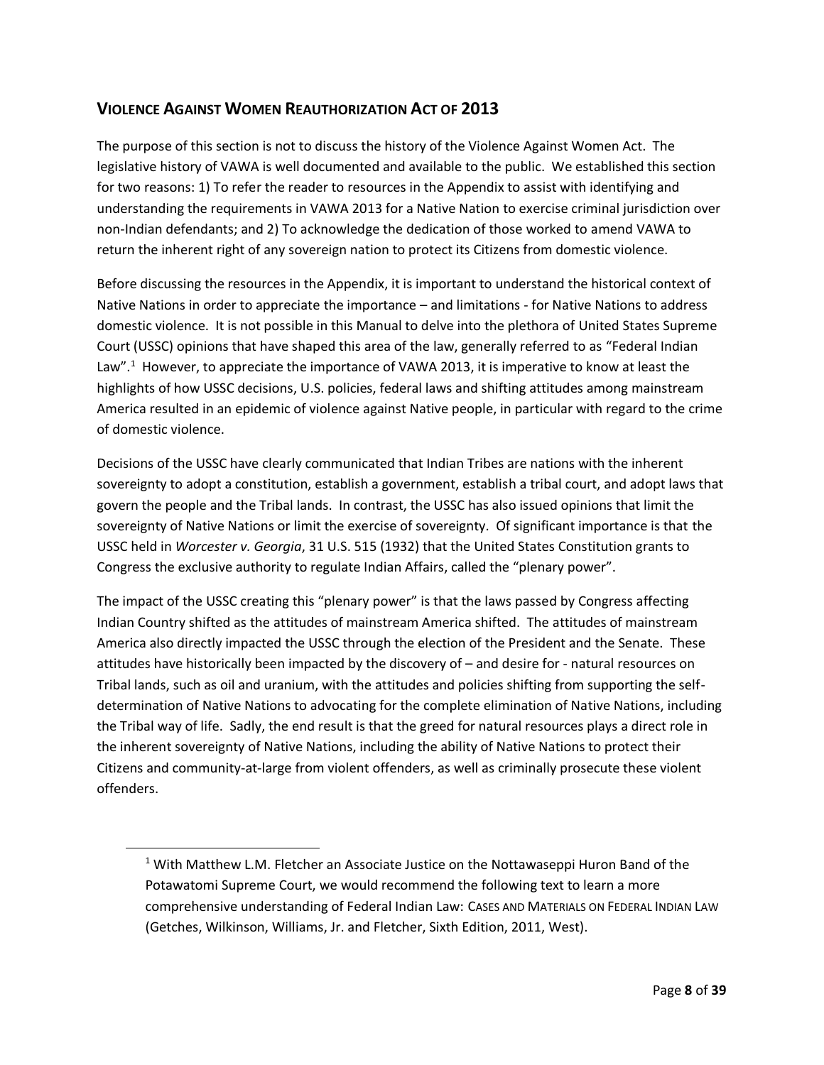## VIOLENCE AGAINST WOMEN REAUTHORIZATION ACT OF 2013

The purpose of this section is not to discuss the history of the Violence Against Women Act. The legislative history of VAWA is well documented and available to the public. We established this section for two reasons: 1) To refer the reader to resources in the Appendix to assist with identifying and understanding the requirements in VAWA 2013 for a Native Nation to exercise criminal jurisdiction over non-Indian defendants; and 2) To acknowledge the dedication of those worked to amend VAWA to return the inherent right of any sovereign nation to protect its Citizens from domestic violence.

Before discussing the resources in the Appendix, it is important to understand the historical context of Native Nations in order to appreciate the importance – and limitations - for Native Nations to address domestic violence. It is not possible in this Manual to delve into the plethora of United States Supreme Court (USSC) opinions that have shaped this area of the law, generally referred to as "Federal Indian Law".[1] However, to appreciate the importance of VAWA 2013, it is imperative to know at least the highlights of how USSC decisions, U.S. policies, federal laws and shifting attitudes among mainstream America resulted in an epidemic of violence against Native people, in particular with regard to the crime of domestic violence.

Decisions of the USSC have clearly communicated that Indian Tribes are nations with the inherent sovereignty to adopt a constitution, establish a government, establish a tribal court, and adopt laws that govern the people and the Tribal lands. In contrast, the USSC has also issued opinions that limit the sovereignty of Native Nations or limit the exercise of sovereignty. Of significant importance is that the USSC held in *Worcester v. Georgia*, 31 U.S. 515 (1932) that the United States Constitution grants to Congress the exclusive authority to regulate Indian Affairs, called the "plenary power".

The impact of the USSC creating this "plenary power" is that the laws passed by Congress affecting Indian Country shifted as the attitudes of mainstream America shifted. The attitudes of mainstream America also directly impacted the USSC through the election of the President and the Senate. These attitudes have historically been impacted by the discovery of – and desire for - natural resources on Tribal lands, such as oil and uranium, with the attitudes and policies shifting from supporting the self-determination of Native Nations to advocating for the complete elimination of Native Nations, including the Tribal way of life. Sadly, the end result is that the greed for natural resources plays a direct role in the inherent sovereignty of Native Nations, including the ability of Native Nations to protect their Citizens and community-at-large from violent offenders, as well as criminally prosecute these violent offenders.

---

[1] With Matthew L.M. Fletcher an Associate Justice on the Nottawaseppi Huron Band of the Potawatomi Supreme Court, we would recommend the following text to learn a more comprehensive understanding of Federal Indian Law: CASES AND MATERIALS ON FEDERAL INDIAN LAW (Getches, Wilkinson, Williams, Jr. and Fletcher, Sixth Edition, 2011, West).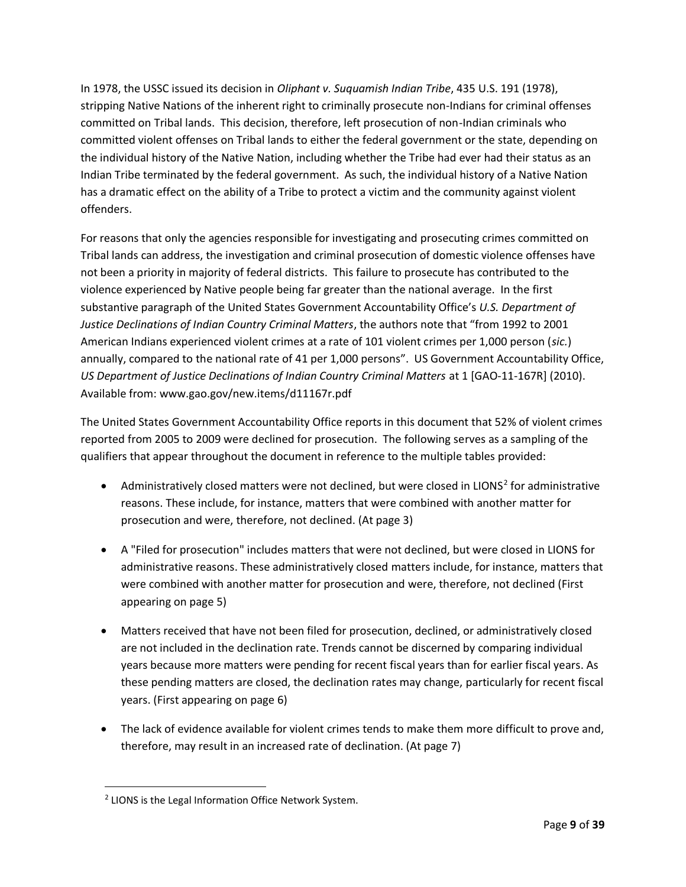In 1978, the USSC issued its decision in *Oliphant v. Suquamish Indian Tribe*, 435 U.S. 191 (1978), stripping Native Nations of the inherent right to criminally prosecute non-Indians for criminal offenses committed on Tribal lands. This decision, therefore, left prosecution of non-Indian criminals who committed violent offenses on Tribal lands to either the federal government or the state, depending on the individual history of the Native Nation, including whether the Tribe had ever had their status as an Indian Tribe terminated by the federal government. As such, the individual history of a Native Nation has a dramatic effect on the ability of a Tribe to protect a victim and the community against violent offenders.

For reasons that only the agencies responsible for investigating and prosecuting crimes committed on Tribal lands can address, the investigation and criminal prosecution of domestic violence offenses have not been a priority in majority of federal districts. This failure to prosecute has contributed to the violence experienced by Native people being far greater than the national average. In the first substantive paragraph of the United States Government Accountability Office's *U.S. Department of Justice Declinations of Indian Country Criminal Matters*, the authors note that "from 1992 to 2001 American Indians experienced violent crimes at a rate of 101 violent crimes per 1,000 person (*sic.*) annually, compared to the national rate of 41 per 1,000 persons". US Government Accountability Office, *US Department of Justice Declinations of Indian Country Criminal Matters* at 1 [GAO-11-167R] (2010). Available from: www.gao.gov/new.items/d11167r.pdf

The United States Government Accountability Office reports in this document that 52% of violent crimes reported from 2005 to 2009 were declined for prosecution. The following serves as a sampling of the qualifiers that appear throughout the document in reference to the multiple tables provided:

- Administratively closed matters were not declined, but were closed in LIONS[2] for administrative reasons. These include, for instance, matters that were combined with another matter for prosecution and were, therefore, not declined. (At page 3)

- A "Filed for prosecution" includes matters that were not declined, but were closed in LIONS for administrative reasons. These administratively closed matters include, for instance, matters that were combined with another matter for prosecution and were, therefore, not declined (First appearing on page 5)

- Matters received that have not been filed for prosecution, declined, or administratively closed are not included in the declination rate. Trends cannot be discerned by comparing individual years because more matters were pending for recent fiscal years than for earlier fiscal years. As these pending matters are closed, the declination rates may change, particularly for recent fiscal years. (First appearing on page 6)

- The lack of evidence available for violent crimes tends to make them more difficult to prove and, therefore, may result in an increased rate of declination. (At page 7)

---

[2] LIONS is the Legal Information Office Network System.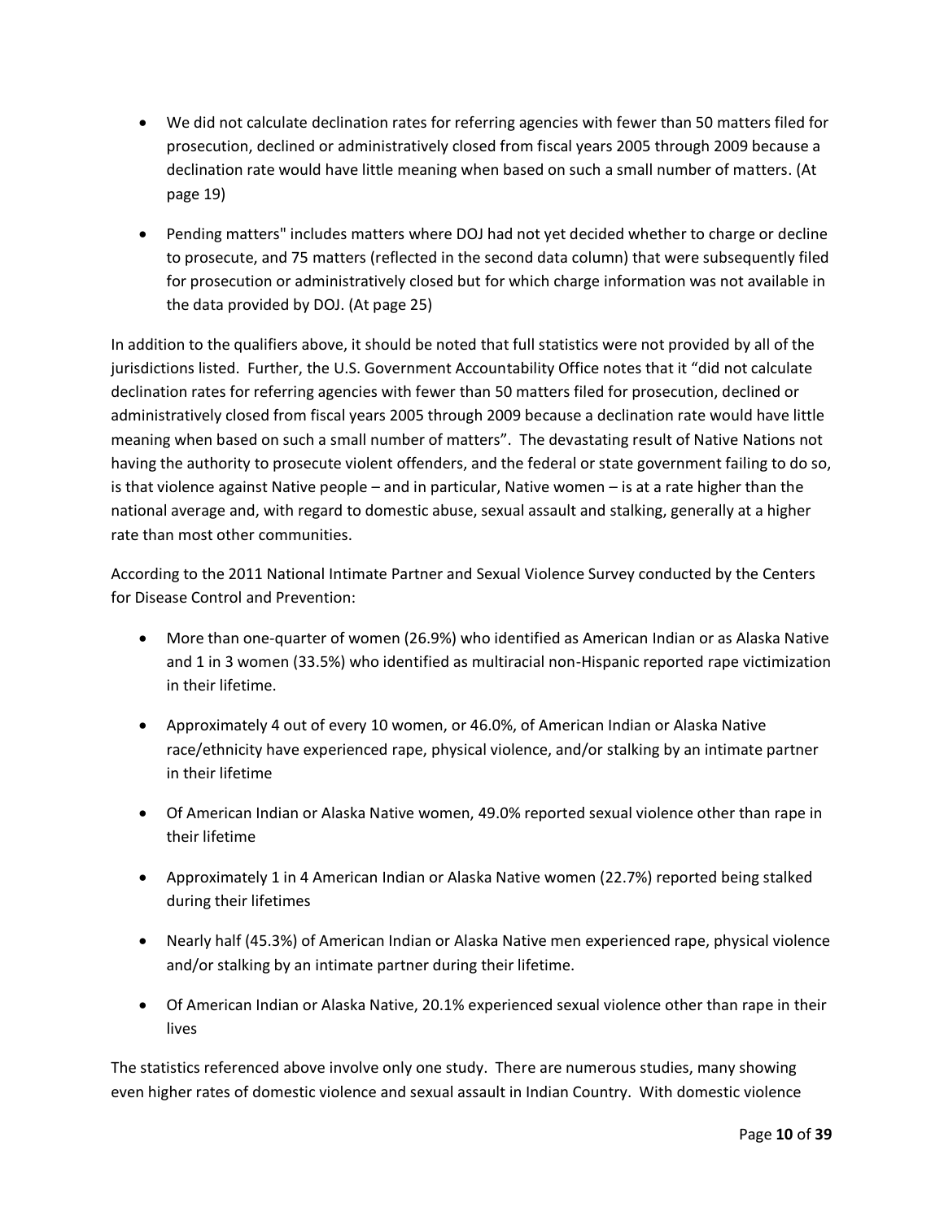- We did not calculate declination rates for referring agencies with fewer than 50 matters filed for prosecution, declined or administratively closed from fiscal years 2005 through 2009 because a declination rate would have little meaning when based on such a small number of matters. (At page 19)

- Pending matters" includes matters where DOJ had not yet decided whether to charge or decline to prosecute, and 75 matters (reflected in the second data column) that were subsequently filed for prosecution or administratively closed but for which charge information was not available in the data provided by DOJ. (At page 25)

In addition to the qualifiers above, it should be noted that full statistics were not provided by all of the jurisdictions listed. Further, the U.S. Government Accountability Office notes that it "did not calculate declination rates for referring agencies with fewer than 50 matters filed for prosecution, declined or administratively closed from fiscal years 2005 through 2009 because a declination rate would have little meaning when based on such a small number of matters". The devastating result of Native Nations not having the authority to prosecute violent offenders, and the federal or state government failing to do so, is that violence against Native people – and in particular, Native women – is at a rate higher than the national average and, with regard to domestic abuse, sexual assault and stalking, generally at a higher rate than most other communities.

According to the 2011 National Intimate Partner and Sexual Violence Survey conducted by the Centers for Disease Control and Prevention:

- More than one-quarter of women (26.9%) who identified as American Indian or as Alaska Native and 1 in 3 women (33.5%) who identified as multiracial non-Hispanic reported rape victimization in their lifetime.

- Approximately 4 out of every 10 women, or 46.0%, of American Indian or Alaska Native race/ethnicity have experienced rape, physical violence, and/or stalking by an intimate partner in their lifetime

- Of American Indian or Alaska Native women, 49.0% reported sexual violence other than rape in their lifetime

- Approximately 1 in 4 American Indian or Alaska Native women (22.7%) reported being stalked during their lifetimes

- Nearly half (45.3%) of American Indian or Alaska Native men experienced rape, physical violence and/or stalking by an intimate partner during their lifetime.

- Of American Indian or Alaska Native, 20.1% experienced sexual violence other than rape in their lives

The statistics referenced above involve only one study. There are numerous studies, many showing even higher rates of domestic violence and sexual assault in Indian Country. With domestic violence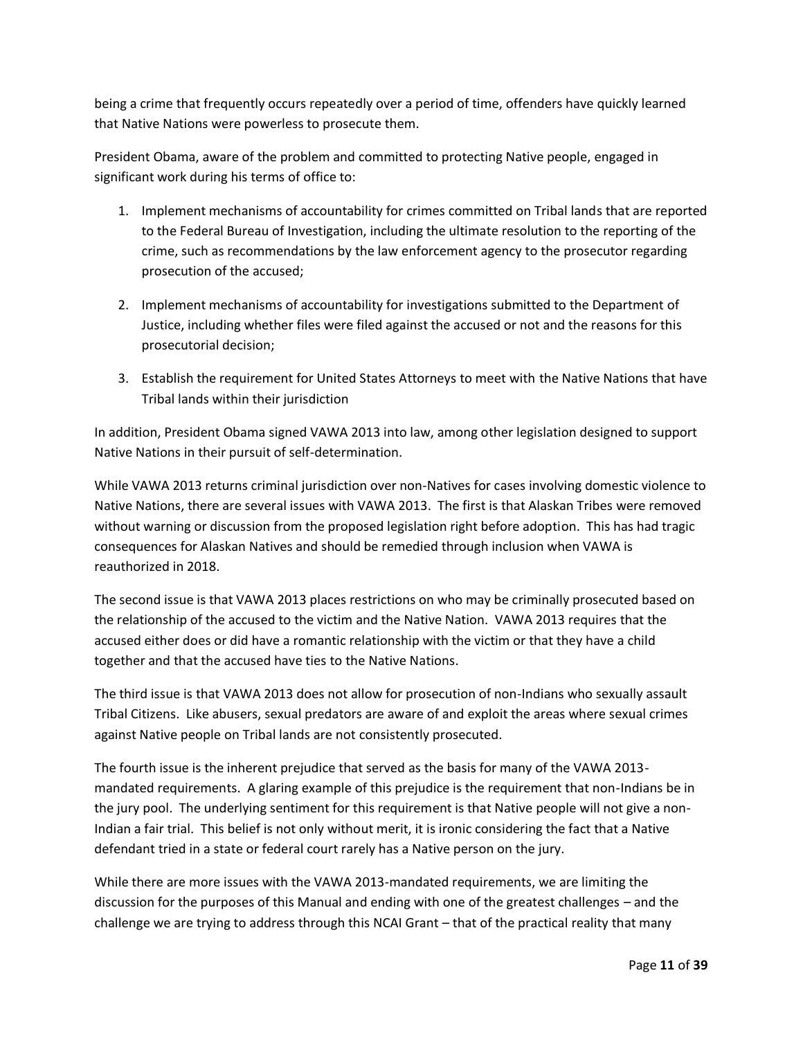being a crime that frequently occurs repeatedly over a period of time, offenders have quickly learned that Native Nations were powerless to prosecute them.

President Obama, aware of the problem and committed to protecting Native people, engaged in significant work during his terms of office to:

1. Implement mechanisms of accountability for crimes committed on Tribal lands that are reported to the Federal Bureau of Investigation, including the ultimate resolution to the reporting of the crime, such as recommendations by the law enforcement agency to the prosecutor regarding prosecution of the accused;

2. Implement mechanisms of accountability for investigations submitted to the Department of Justice, including whether files were filed against the accused or not and the reasons for this prosecutorial decision;

3. Establish the requirement for United States Attorneys to meet with the Native Nations that have Tribal lands within their jurisdiction

In addition, President Obama signed VAWA 2013 into law, among other legislation designed to support Native Nations in their pursuit of self-determination.

While VAWA 2013 returns criminal jurisdiction over non-Natives for cases involving domestic violence to Native Nations, there are several issues with VAWA 2013. The first is that Alaskan Tribes were removed without warning or discussion from the proposed legislation right before adoption. This has had tragic consequences for Alaskan Natives and should be remedied through inclusion when VAWA is reauthorized in 2018.

The second issue is that VAWA 2013 places restrictions on who may be criminally prosecuted based on the relationship of the accused to the victim and the Native Nation. VAWA 2013 requires that the accused either does or did have a romantic relationship with the victim or that they have a child together and that the accused have ties to the Native Nations.

The third issue is that VAWA 2013 does not allow for prosecution of non-Indians who sexually assault Tribal Citizens. Like abusers, sexual predators are aware of and exploit the areas where sexual crimes against Native people on Tribal lands are not consistently prosecuted.

The fourth issue is the inherent prejudice that served as the basis for many of the VAWA 2013-mandated requirements. A glaring example of this prejudice is the requirement that non-Indians be in the jury pool. The underlying sentiment for this requirement is that Native people will not give a non-Indian a fair trial. This belief is not only without merit, it is ironic considering the fact that a Native defendant tried in a state or federal court rarely has a Native person on the jury.

While there are more issues with the VAWA 2013-mandated requirements, we are limiting the discussion for the purposes of this Manual and ending with one of the greatest challenges – and the challenge we are trying to address through this NCAI Grant – that of the practical reality that many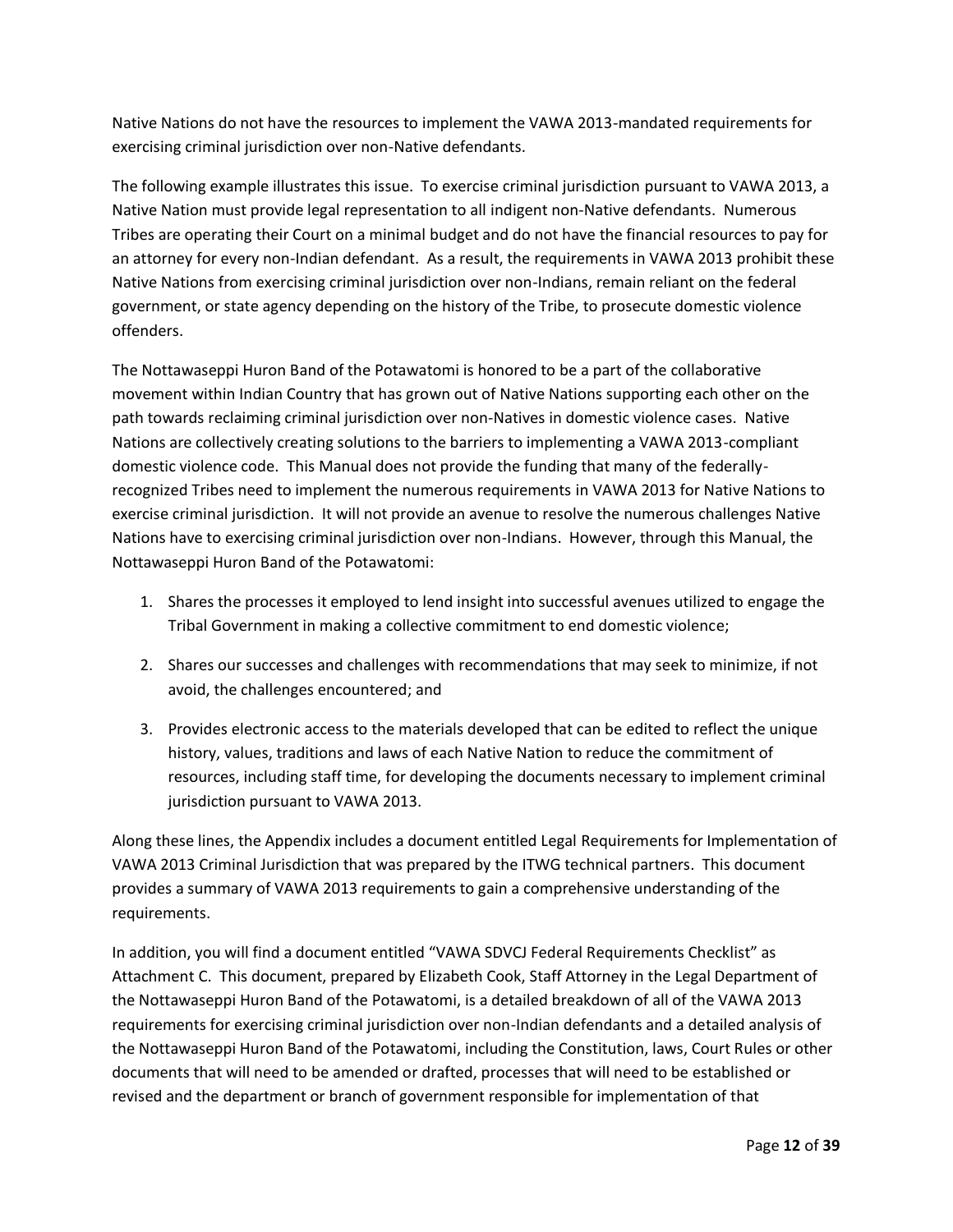Native Nations do not have the resources to implement the VAWA 2013-mandated requirements for exercising criminal jurisdiction over non-Native defendants.

The following example illustrates this issue. To exercise criminal jurisdiction pursuant to VAWA 2013, a Native Nation must provide legal representation to all indigent non-Native defendants. Numerous Tribes are operating their Court on a minimal budget and do not have the financial resources to pay for an attorney for every non-Indian defendant. As a result, the requirements in VAWA 2013 prohibit these Native Nations from exercising criminal jurisdiction over non-Indians, remain reliant on the federal government, or state agency depending on the history of the Tribe, to prosecute domestic violence offenders.

The Nottawaseppi Huron Band of the Potawatomi is honored to be a part of the collaborative movement within Indian Country that has grown out of Native Nations supporting each other on the path towards reclaiming criminal jurisdiction over non-Natives in domestic violence cases. Native Nations are collectively creating solutions to the barriers to implementing a VAWA 2013-compliant domestic violence code. This Manual does not provide the funding that many of the federally-recognized Tribes need to implement the numerous requirements in VAWA 2013 for Native Nations to exercise criminal jurisdiction. It will not provide an avenue to resolve the numerous challenges Native Nations have to exercising criminal jurisdiction over non-Indians. However, through this Manual, the Nottawaseppi Huron Band of the Potawatomi:

1. Shares the processes it employed to lend insight into successful avenues utilized to engage the Tribal Government in making a collective commitment to end domestic violence;
2. Shares our successes and challenges with recommendations that may seek to minimize, if not avoid, the challenges encountered; and
3. Provides electronic access to the materials developed that can be edited to reflect the unique history, values, traditions and laws of each Native Nation to reduce the commitment of resources, including staff time, for developing the documents necessary to implement criminal jurisdiction pursuant to VAWA 2013.

Along these lines, the Appendix includes a document entitled Legal Requirements for Implementation of VAWA 2013 Criminal Jurisdiction that was prepared by the ITWG technical partners. This document provides a summary of VAWA 2013 requirements to gain a comprehensive understanding of the requirements.

In addition, you will find a document entitled "VAWA SDVCJ Federal Requirements Checklist" as Attachment C. This document, prepared by Elizabeth Cook, Staff Attorney in the Legal Department of the Nottawaseppi Huron Band of the Potawatomi, is a detailed breakdown of all of the VAWA 2013 requirements for exercising criminal jurisdiction over non-Indian defendants and a detailed analysis of the Nottawaseppi Huron Band of the Potawatomi, including the Constitution, laws, Court Rules or other documents that will need to be amended or drafted, processes that will need to be established or revised and the department or branch of government responsible for implementation of that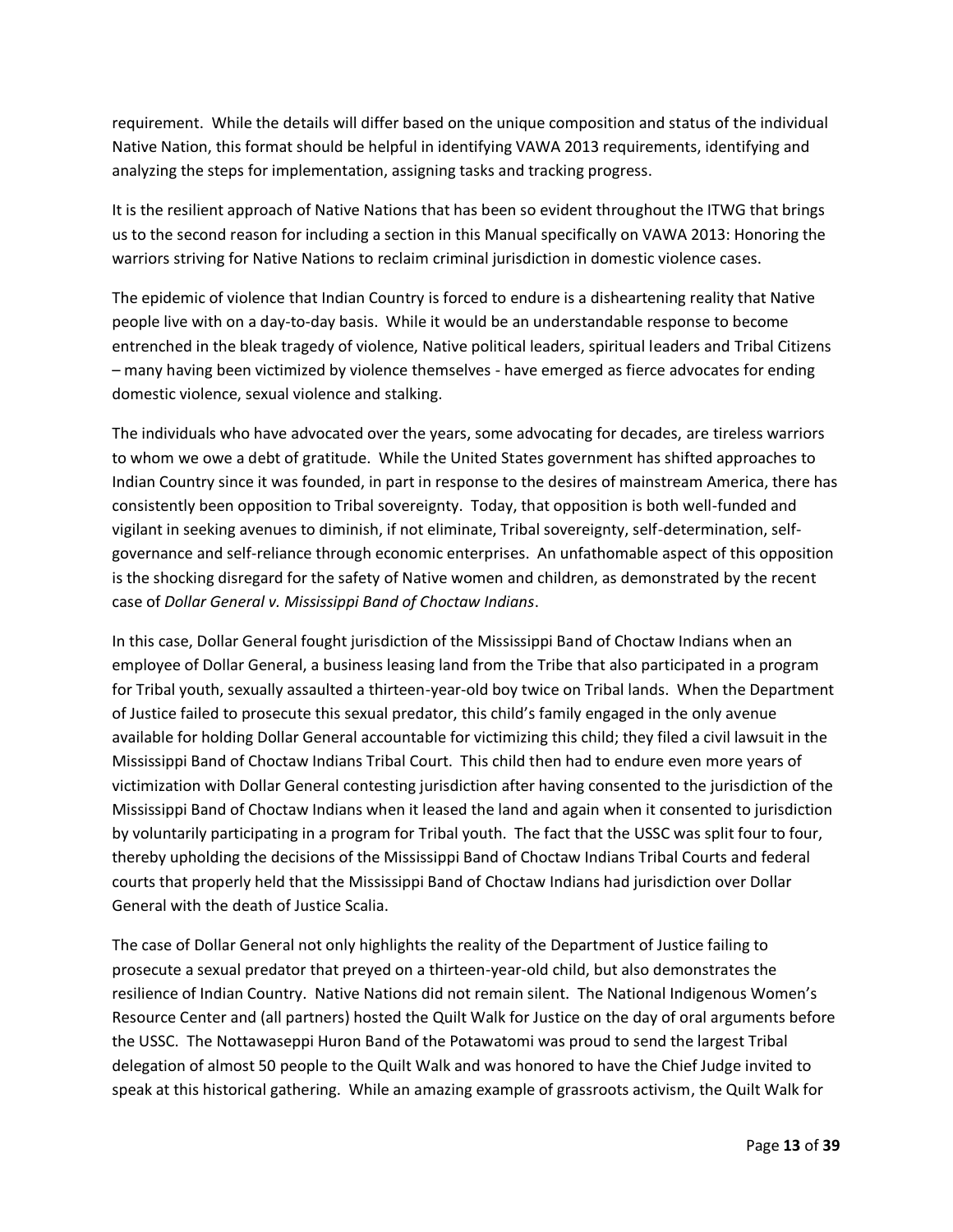requirement. While the details will differ based on the unique composition and status of the individual Native Nation, this format should be helpful in identifying VAWA 2013 requirements, identifying and analyzing the steps for implementation, assigning tasks and tracking progress.

It is the resilient approach of Native Nations that has been so evident throughout the ITWG that brings us to the second reason for including a section in this Manual specifically on VAWA 2013: Honoring the warriors striving for Native Nations to reclaim criminal jurisdiction in domestic violence cases.

The epidemic of violence that Indian Country is forced to endure is a disheartening reality that Native people live with on a day-to-day basis. While it would be an understandable response to become entrenched in the bleak tragedy of violence, Native political leaders, spiritual leaders and Tribal Citizens – many having been victimized by violence themselves - have emerged as fierce advocates for ending domestic violence, sexual violence and stalking.

The individuals who have advocated over the years, some advocating for decades, are tireless warriors to whom we owe a debt of gratitude. While the United States government has shifted approaches to Indian Country since it was founded, in part in response to the desires of mainstream America, there has consistently been opposition to Tribal sovereignty. Today, that opposition is both well-funded and vigilant in seeking avenues to diminish, if not eliminate, Tribal sovereignty, self-determination, self-governance and self-reliance through economic enterprises. An unfathomable aspect of this opposition is the shocking disregard for the safety of Native women and children, as demonstrated by the recent case of *Dollar General v. Mississippi Band of Choctaw Indians*.

In this case, Dollar General fought jurisdiction of the Mississippi Band of Choctaw Indians when an employee of Dollar General, a business leasing land from the Tribe that also participated in a program for Tribal youth, sexually assaulted a thirteen-year-old boy twice on Tribal lands. When the Department of Justice failed to prosecute this sexual predator, this child's family engaged in the only avenue available for holding Dollar General accountable for victimizing this child; they filed a civil lawsuit in the Mississippi Band of Choctaw Indians Tribal Court. This child then had to endure even more years of victimization with Dollar General contesting jurisdiction after having consented to the jurisdiction of the Mississippi Band of Choctaw Indians when it leased the land and again when it consented to jurisdiction by voluntarily participating in a program for Tribal youth. The fact that the USSC was split four to four, thereby upholding the decisions of the Mississippi Band of Choctaw Indians Tribal Courts and federal courts that properly held that the Mississippi Band of Choctaw Indians had jurisdiction over Dollar General with the death of Justice Scalia.

The case of Dollar General not only highlights the reality of the Department of Justice failing to prosecute a sexual predator that preyed on a thirteen-year-old child, but also demonstrates the resilience of Indian Country. Native Nations did not remain silent. The National Indigenous Women's Resource Center and (all partners) hosted the Quilt Walk for Justice on the day of oral arguments before the USSC. The Nottawaseppi Huron Band of the Potawatomi was proud to send the largest Tribal delegation of almost 50 people to the Quilt Walk and was honored to have the Chief Judge invited to speak at this historical gathering. While an amazing example of grassroots activism, the Quilt Walk for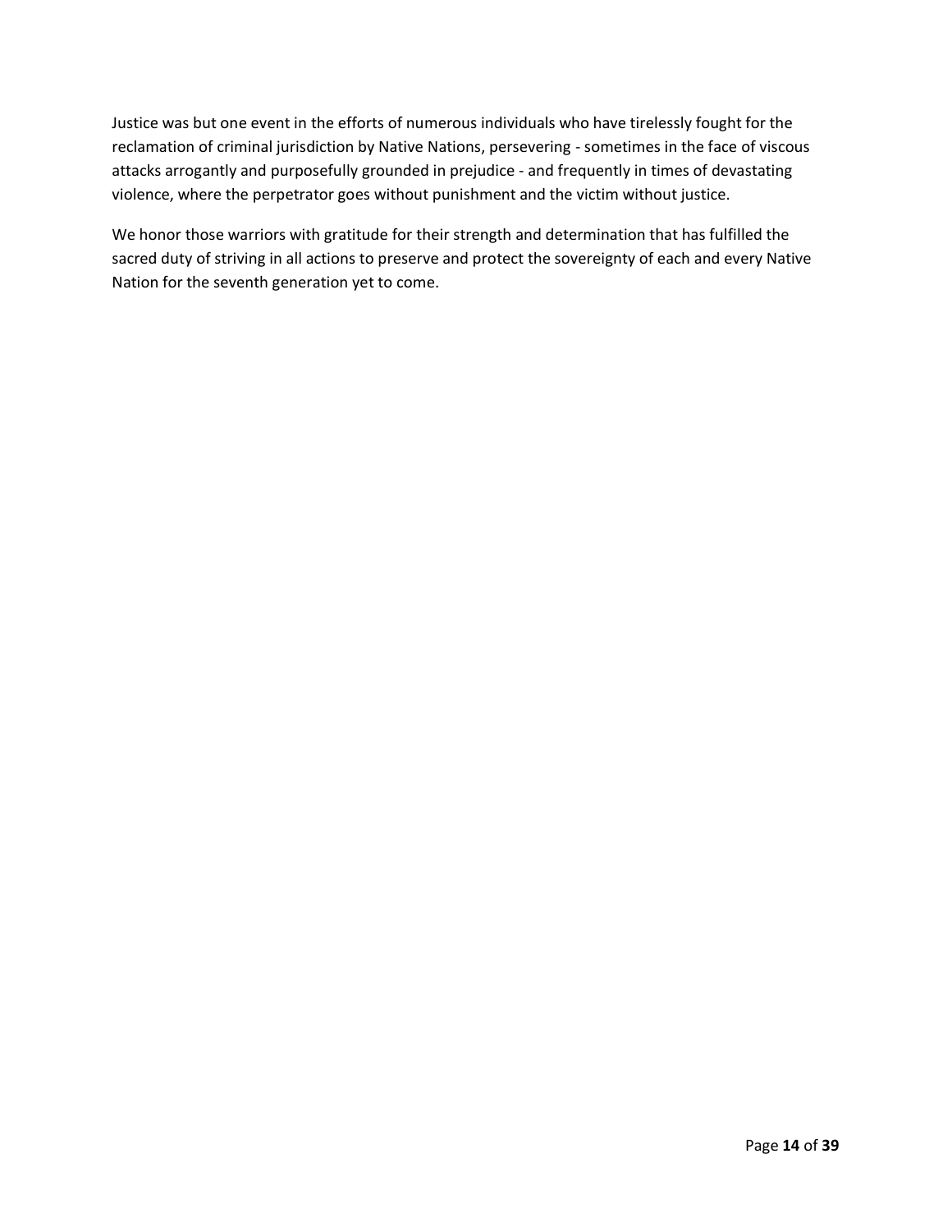Justice was but one event in the efforts of numerous individuals who have tirelessly fought for the reclamation of criminal jurisdiction by Native Nations, persevering - sometimes in the face of viscous attacks arrogantly and purposefully grounded in prejudice - and frequently in times of devastating violence, where the perpetrator goes without punishment and the victim without justice.

We honor those warriors with gratitude for their strength and determination that has fulfilled the sacred duty of striving in all actions to preserve and protect the sovereignty of each and every Native Nation for the seventh generation yet to come.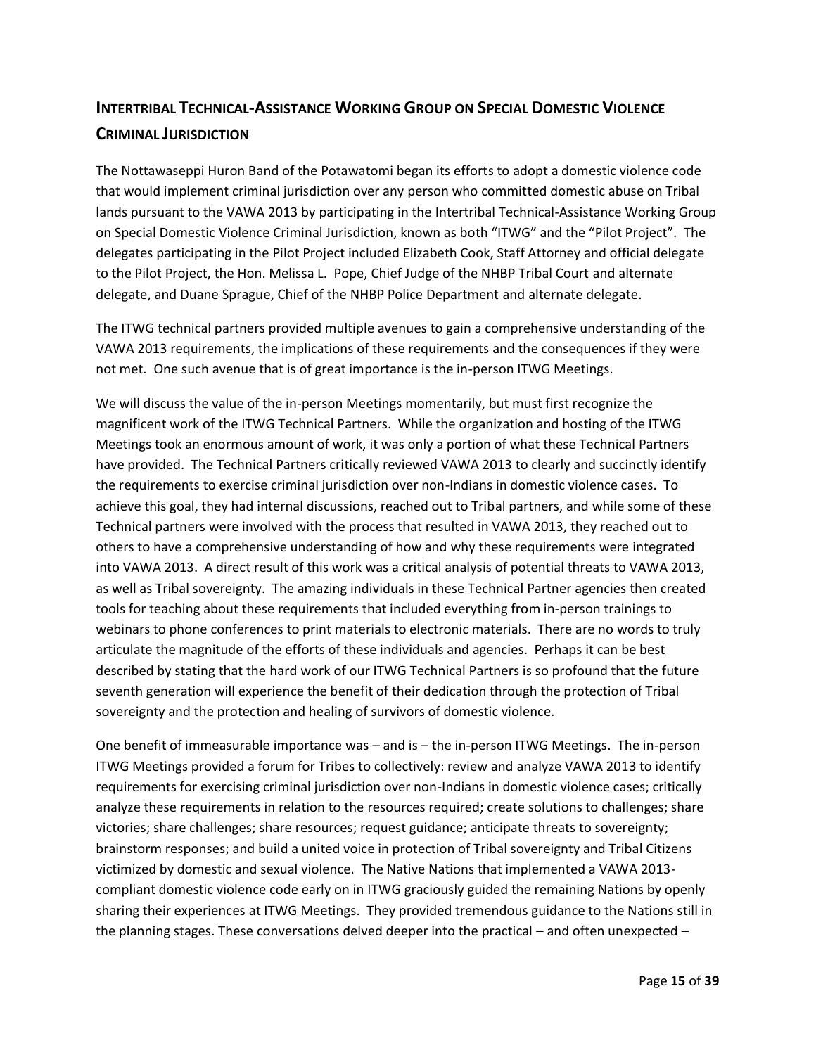## Intertribal Technical-Assistance Working Group on Special Domestic Violence Criminal Jurisdiction

The Nottawaseppi Huron Band of the Potawatomi began its efforts to adopt a domestic violence code that would implement criminal jurisdiction over any person who committed domestic abuse on Tribal lands pursuant to the VAWA 2013 by participating in the Intertribal Technical-Assistance Working Group on Special Domestic Violence Criminal Jurisdiction, known as both "ITWG" and the "Pilot Project". The delegates participating in the Pilot Project included Elizabeth Cook, Staff Attorney and official delegate to the Pilot Project, the Hon. Melissa L. Pope, Chief Judge of the NHBP Tribal Court and alternate delegate, and Duane Sprague, Chief of the NHBP Police Department and alternate delegate.

The ITWG technical partners provided multiple avenues to gain a comprehensive understanding of the VAWA 2013 requirements, the implications of these requirements and the consequences if they were not met. One such avenue that is of great importance is the in-person ITWG Meetings.

We will discuss the value of the in-person Meetings momentarily, but must first recognize the magnificent work of the ITWG Technical Partners. While the organization and hosting of the ITWG Meetings took an enormous amount of work, it was only a portion of what these Technical Partners have provided. The Technical Partners critically reviewed VAWA 2013 to clearly and succinctly identify the requirements to exercise criminal jurisdiction over non-Indians in domestic violence cases. To achieve this goal, they had internal discussions, reached out to Tribal partners, and while some of these Technical partners were involved with the process that resulted in VAWA 2013, they reached out to others to have a comprehensive understanding of how and why these requirements were integrated into VAWA 2013. A direct result of this work was a critical analysis of potential threats to VAWA 2013, as well as Tribal sovereignty. The amazing individuals in these Technical Partner agencies then created tools for teaching about these requirements that included everything from in-person trainings to webinars to phone conferences to print materials to electronic materials. There are no words to truly articulate the magnitude of the efforts of these individuals and agencies. Perhaps it can be best described by stating that the hard work of our ITWG Technical Partners is so profound that the future seventh generation will experience the benefit of their dedication through the protection of Tribal sovereignty and the protection and healing of survivors of domestic violence.

One benefit of immeasurable importance was – and is – the in-person ITWG Meetings. The in-person ITWG Meetings provided a forum for Tribes to collectively: review and analyze VAWA 2013 to identify requirements for exercising criminal jurisdiction over non-Indians in domestic violence cases; critically analyze these requirements in relation to the resources required; create solutions to challenges; share victories; share challenges; share resources; request guidance; anticipate threats to sovereignty; brainstorm responses; and build a united voice in protection of Tribal sovereignty and Tribal Citizens victimized by domestic and sexual violence. The Native Nations that implemented a VAWA 2013-compliant domestic violence code early on in ITWG graciously guided the remaining Nations by openly sharing their experiences at ITWG Meetings. They provided tremendous guidance to the Nations still in the planning stages. These conversations delved deeper into the practical – and often unexpected –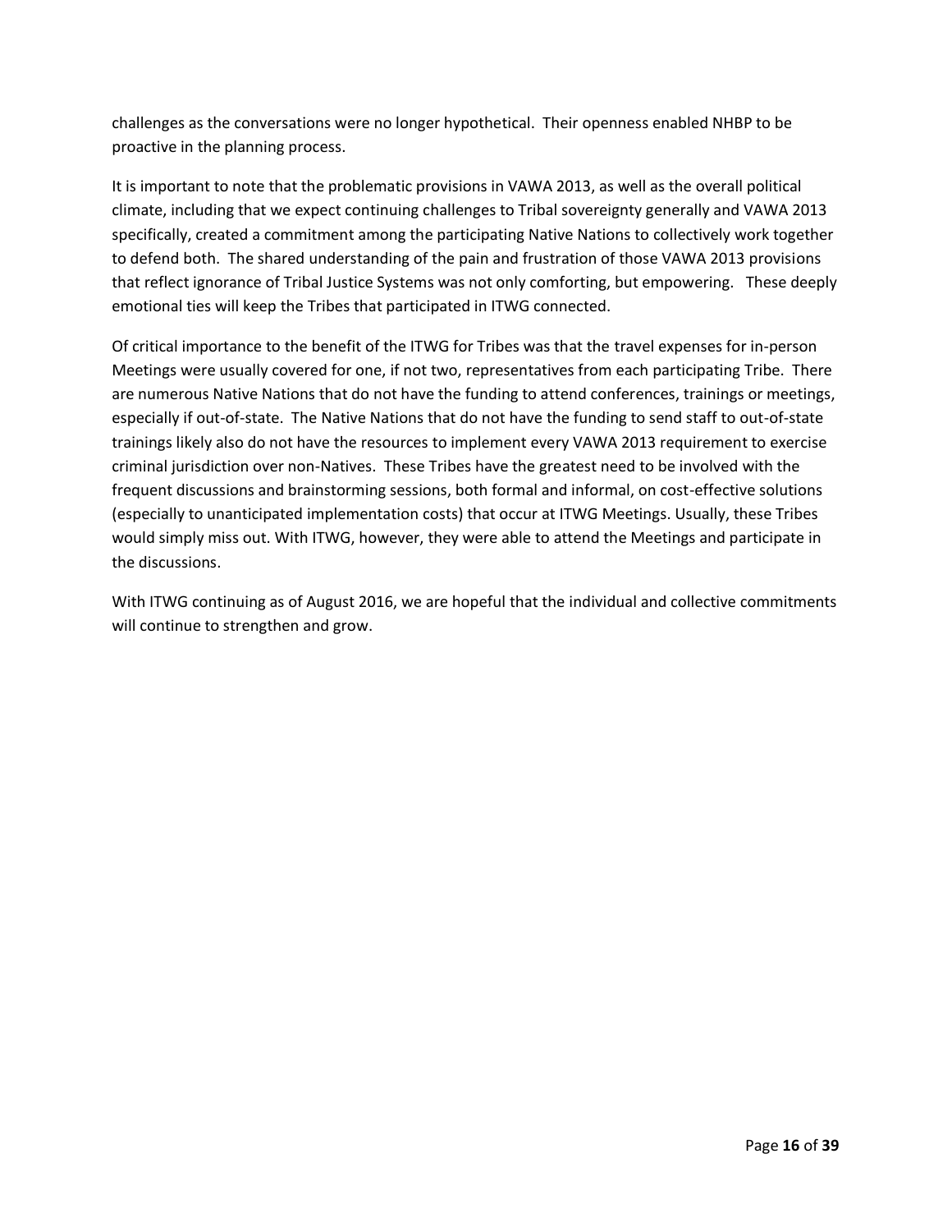challenges as the conversations were no longer hypothetical. Their openness enabled NHBP to be proactive in the planning process.

It is important to note that the problematic provisions in VAWA 2013, as well as the overall political climate, including that we expect continuing challenges to Tribal sovereignty generally and VAWA 2013 specifically, created a commitment among the participating Native Nations to collectively work together to defend both. The shared understanding of the pain and frustration of those VAWA 2013 provisions that reflect ignorance of Tribal Justice Systems was not only comforting, but empowering. These deeply emotional ties will keep the Tribes that participated in ITWG connected.

Of critical importance to the benefit of the ITWG for Tribes was that the travel expenses for in-person Meetings were usually covered for one, if not two, representatives from each participating Tribe. There are numerous Native Nations that do not have the funding to attend conferences, trainings or meetings, especially if out-of-state. The Native Nations that do not have the funding to send staff to out-of-state trainings likely also do not have the resources to implement every VAWA 2013 requirement to exercise criminal jurisdiction over non-Natives. These Tribes have the greatest need to be involved with the frequent discussions and brainstorming sessions, both formal and informal, on cost-effective solutions (especially to unanticipated implementation costs) that occur at ITWG Meetings. Usually, these Tribes would simply miss out. With ITWG, however, they were able to attend the Meetings and participate in the discussions.

With ITWG continuing as of August 2016, we are hopeful that the individual and collective commitments will continue to strengthen and grow.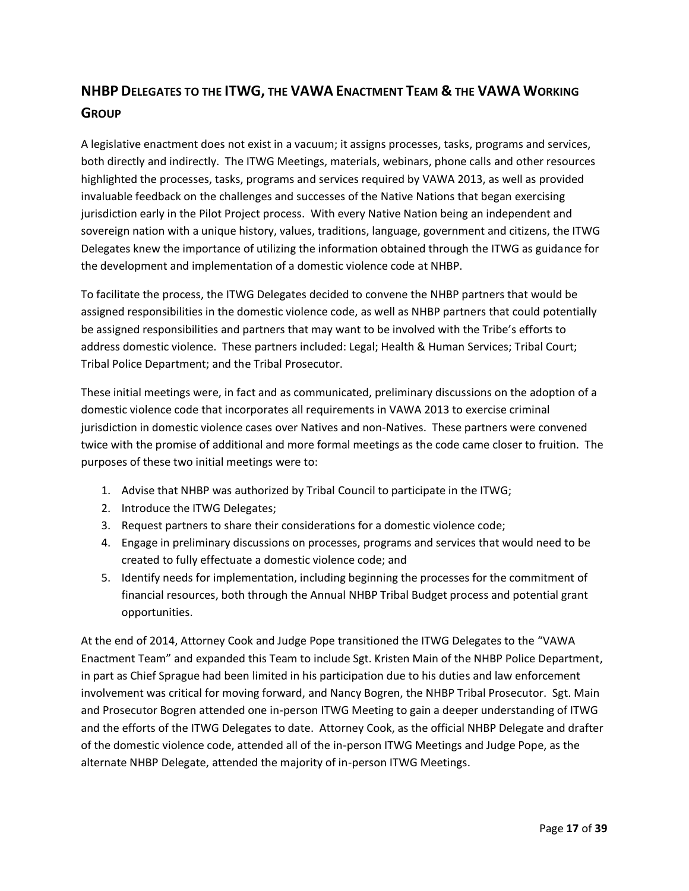## NHBP Delegates to the ITWG, the VAWA Enactment Team & the VAWA Working Group

A legislative enactment does not exist in a vacuum; it assigns processes, tasks, programs and services, both directly and indirectly. The ITWG Meetings, materials, webinars, phone calls and other resources highlighted the processes, tasks, programs and services required by VAWA 2013, as well as provided invaluable feedback on the challenges and successes of the Native Nations that began exercising jurisdiction early in the Pilot Project process. With every Native Nation being an independent and sovereign nation with a unique history, values, traditions, language, government and citizens, the ITWG Delegates knew the importance of utilizing the information obtained through the ITWG as guidance for the development and implementation of a domestic violence code at NHBP.

To facilitate the process, the ITWG Delegates decided to convene the NHBP partners that would be assigned responsibilities in the domestic violence code, as well as NHBP partners that could potentially be assigned responsibilities and partners that may want to be involved with the Tribe's efforts to address domestic violence. These partners included: Legal; Health & Human Services; Tribal Court; Tribal Police Department; and the Tribal Prosecutor.

These initial meetings were, in fact and as communicated, preliminary discussions on the adoption of a domestic violence code that incorporates all requirements in VAWA 2013 to exercise criminal jurisdiction in domestic violence cases over Natives and non-Natives. These partners were convened twice with the promise of additional and more formal meetings as the code came closer to fruition. The purposes of these two initial meetings were to:

1. Advise that NHBP was authorized by Tribal Council to participate in the ITWG;
2. Introduce the ITWG Delegates;
3. Request partners to share their considerations for a domestic violence code;
4. Engage in preliminary discussions on processes, programs and services that would need to be created to fully effectuate a domestic violence code; and
5. Identify needs for implementation, including beginning the processes for the commitment of financial resources, both through the Annual NHBP Tribal Budget process and potential grant opportunities.

At the end of 2014, Attorney Cook and Judge Pope transitioned the ITWG Delegates to the "VAWA Enactment Team" and expanded this Team to include Sgt. Kristen Main of the NHBP Police Department, in part as Chief Sprague had been limited in his participation due to his duties and law enforcement involvement was critical for moving forward, and Nancy Bogren, the NHBP Tribal Prosecutor. Sgt. Main and Prosecutor Bogren attended one in-person ITWG Meeting to gain a deeper understanding of ITWG and the efforts of the ITWG Delegates to date. Attorney Cook, as the official NHBP Delegate and drafter of the domestic violence code, attended all of the in-person ITWG Meetings and Judge Pope, as the alternate NHBP Delegate, attended the majority of in-person ITWG Meetings.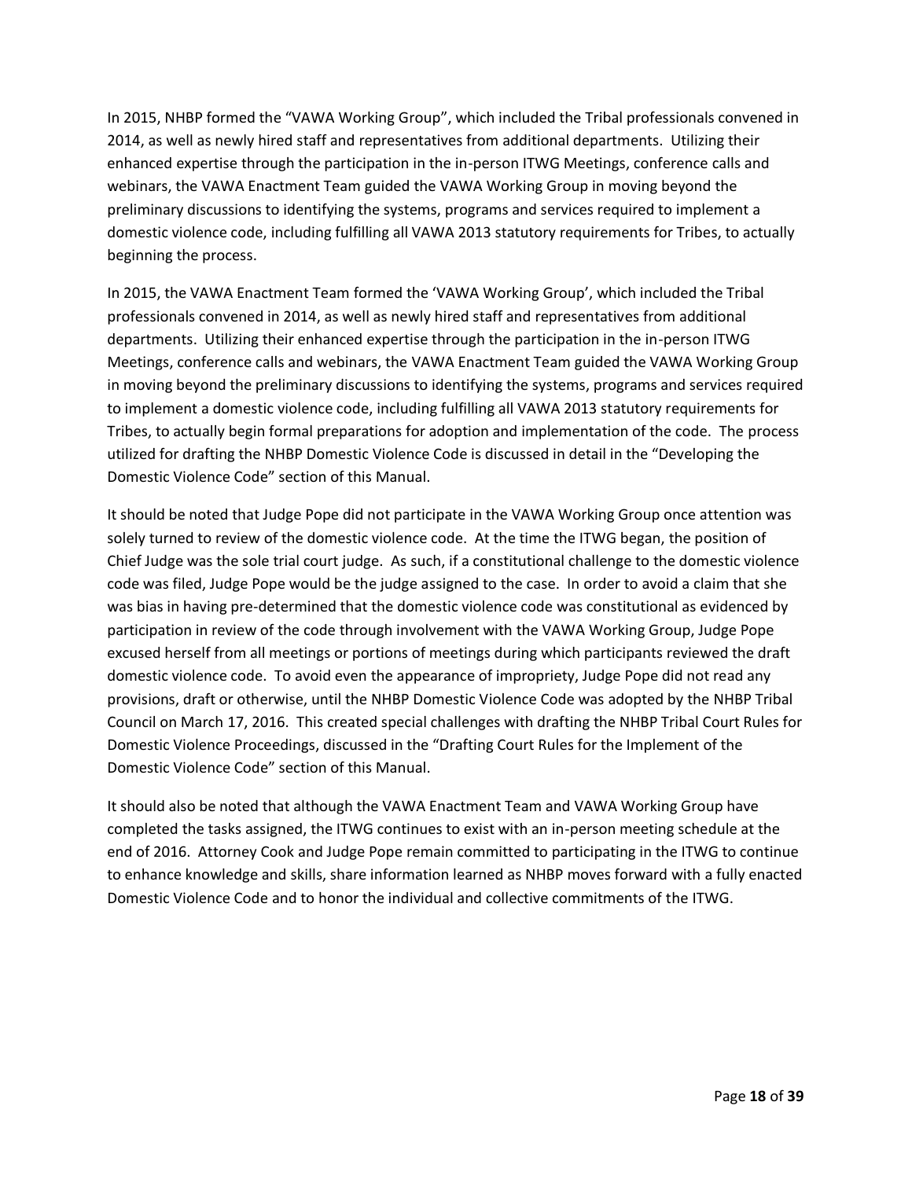In 2015, NHBP formed the "VAWA Working Group", which included the Tribal professionals convened in 2014, as well as newly hired staff and representatives from additional departments. Utilizing their enhanced expertise through the participation in the in-person ITWG Meetings, conference calls and webinars, the VAWA Enactment Team guided the VAWA Working Group in moving beyond the preliminary discussions to identifying the systems, programs and services required to implement a domestic violence code, including fulfilling all VAWA 2013 statutory requirements for Tribes, to actually beginning the process.

In 2015, the VAWA Enactment Team formed the 'VAWA Working Group', which included the Tribal professionals convened in 2014, as well as newly hired staff and representatives from additional departments. Utilizing their enhanced expertise through the participation in the in-person ITWG Meetings, conference calls and webinars, the VAWA Enactment Team guided the VAWA Working Group in moving beyond the preliminary discussions to identifying the systems, programs and services required to implement a domestic violence code, including fulfilling all VAWA 2013 statutory requirements for Tribes, to actually begin formal preparations for adoption and implementation of the code. The process utilized for drafting the NHBP Domestic Violence Code is discussed in detail in the "Developing the Domestic Violence Code" section of this Manual.

It should be noted that Judge Pope did not participate in the VAWA Working Group once attention was solely turned to review of the domestic violence code. At the time the ITWG began, the position of Chief Judge was the sole trial court judge. As such, if a constitutional challenge to the domestic violence code was filed, Judge Pope would be the judge assigned to the case. In order to avoid a claim that she was bias in having pre-determined that the domestic violence code was constitutional as evidenced by participation in review of the code through involvement with the VAWA Working Group, Judge Pope excused herself from all meetings or portions of meetings during which participants reviewed the draft domestic violence code. To avoid even the appearance of impropriety, Judge Pope did not read any provisions, draft or otherwise, until the NHBP Domestic Violence Code was adopted by the NHBP Tribal Council on March 17, 2016. This created special challenges with drafting the NHBP Tribal Court Rules for Domestic Violence Proceedings, discussed in the "Drafting Court Rules for the Implement of the Domestic Violence Code" section of this Manual.

It should also be noted that although the VAWA Enactment Team and VAWA Working Group have completed the tasks assigned, the ITWG continues to exist with an in-person meeting schedule at the end of 2016. Attorney Cook and Judge Pope remain committed to participating in the ITWG to continue to enhance knowledge and skills, share information learned as NHBP moves forward with a fully enacted Domestic Violence Code and to honor the individual and collective commitments of the ITWG.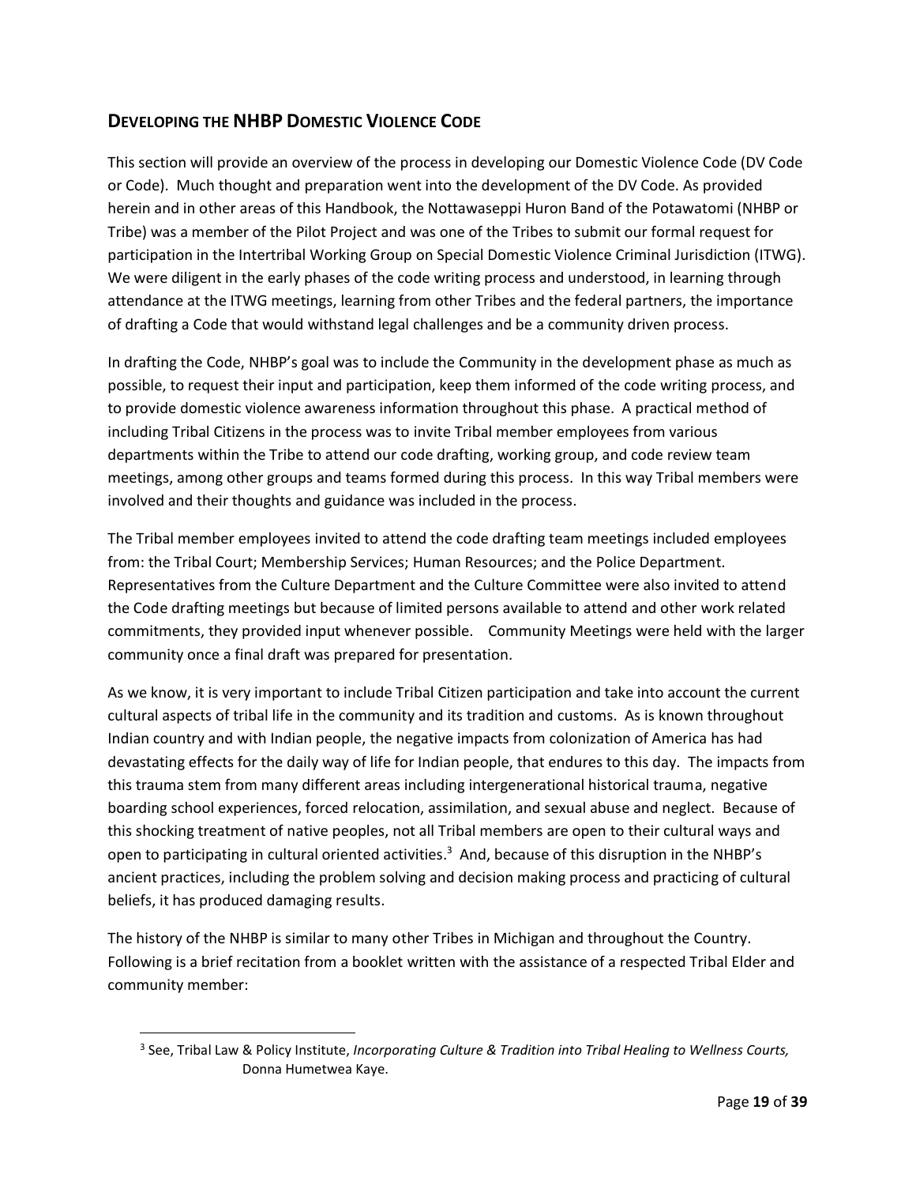## Developing the NHBP Domestic Violence Code

This section will provide an overview of the process in developing our Domestic Violence Code (DV Code or Code). Much thought and preparation went into the development of the DV Code. As provided herein and in other areas of this Handbook, the Nottawaseppi Huron Band of the Potawatomi (NHBP or Tribe) was a member of the Pilot Project and was one of the Tribes to submit our formal request for participation in the Intertribal Working Group on Special Domestic Violence Criminal Jurisdiction (ITWG). We were diligent in the early phases of the code writing process and understood, in learning through attendance at the ITWG meetings, learning from other Tribes and the federal partners, the importance of drafting a Code that would withstand legal challenges and be a community driven process.

In drafting the Code, NHBP's goal was to include the Community in the development phase as much as possible, to request their input and participation, keep them informed of the code writing process, and to provide domestic violence awareness information throughout this phase. A practical method of including Tribal Citizens in the process was to invite Tribal member employees from various departments within the Tribe to attend our code drafting, working group, and code review team meetings, among other groups and teams formed during this process. In this way Tribal members were involved and their thoughts and guidance was included in the process.

The Tribal member employees invited to attend the code drafting team meetings included employees from: the Tribal Court; Membership Services; Human Resources; and the Police Department. Representatives from the Culture Department and the Culture Committee were also invited to attend the Code drafting meetings but because of limited persons available to attend and other work related commitments, they provided input whenever possible. Community Meetings were held with the larger community once a final draft was prepared for presentation.

As we know, it is very important to include Tribal Citizen participation and take into account the current cultural aspects of tribal life in the community and its tradition and customs. As is known throughout Indian country and with Indian people, the negative impacts from colonization of America has had devastating effects for the daily way of life for Indian people, that endures to this day. The impacts from this trauma stem from many different areas including intergenerational historical trauma, negative boarding school experiences, forced relocation, assimilation, and sexual abuse and neglect. Because of this shocking treatment of native peoples, not all Tribal members are open to their cultural ways and open to participating in cultural oriented activities.[3] And, because of this disruption in the NHBP's ancient practices, including the problem solving and decision making process and practicing of cultural beliefs, it has produced damaging results.

The history of the NHBP is similar to many other Tribes in Michigan and throughout the Country. Following is a brief recitation from a booklet written with the assistance of a respected Tribal Elder and community member:

---

[3] See, Tribal Law & Policy Institute, *Incorporating Culture & Tradition into Tribal Healing to Wellness Courts,* Donna Humetwea Kaye.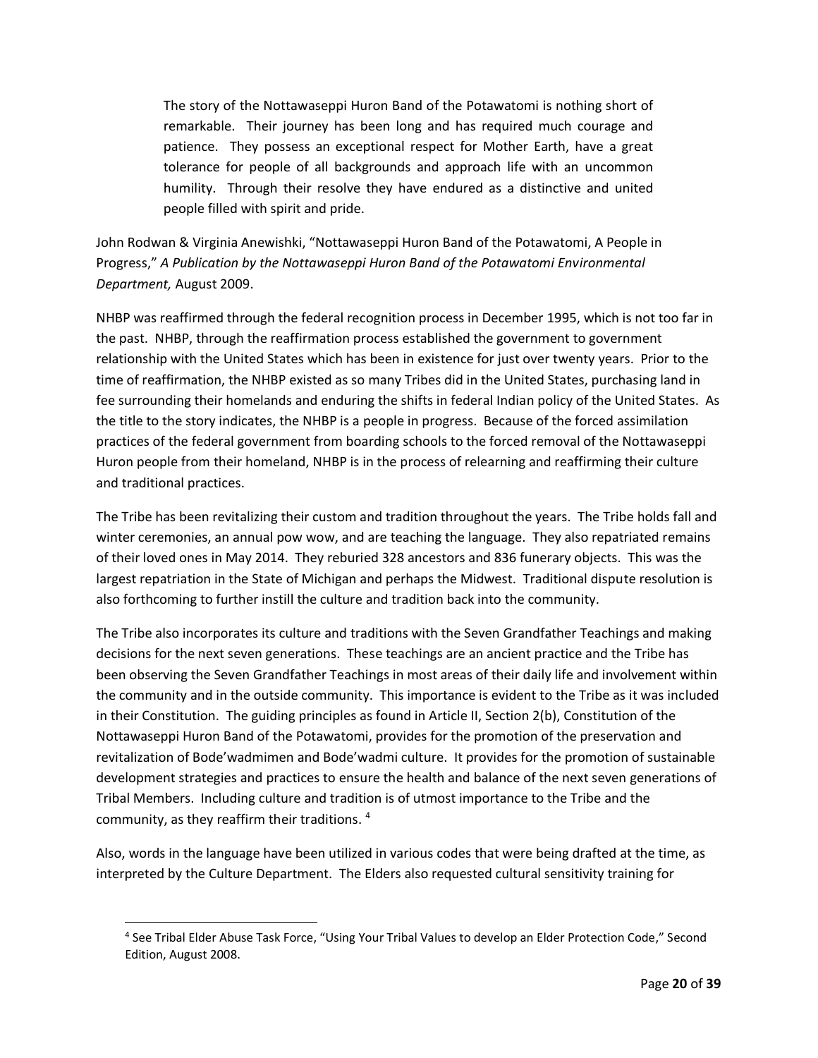> The story of the Nottawaseppi Huron Band of the Potawatomi is nothing short of remarkable. Their journey has been long and has required much courage and patience. They possess an exceptional respect for Mother Earth, have a great tolerance for people of all backgrounds and approach life with an uncommon humility. Through their resolve they have endured as a distinctive and united people filled with spirit and pride.

John Rodwan & Virginia Anewishki, "Nottawaseppi Huron Band of the Potawatomi, A People in Progress," *A Publication by the Nottawaseppi Huron Band of the Potawatomi Environmental Department,* August 2009.

NHBP was reaffirmed through the federal recognition process in December 1995, which is not too far in the past. NHBP, through the reaffirmation process established the government to government relationship with the United States which has been in existence for just over twenty years. Prior to the time of reaffirmation, the NHBP existed as so many Tribes did in the United States, purchasing land in fee surrounding their homelands and enduring the shifts in federal Indian policy of the United States. As the title to the story indicates, the NHBP is a people in progress. Because of the forced assimilation practices of the federal government from boarding schools to the forced removal of the Nottawaseppi Huron people from their homeland, NHBP is in the process of relearning and reaffirming their culture and traditional practices.

The Tribe has been revitalizing their custom and tradition throughout the years. The Tribe holds fall and winter ceremonies, an annual pow wow, and are teaching the language. They also repatriated remains of their loved ones in May 2014. They reburied 328 ancestors and 836 funerary objects. This was the largest repatriation in the State of Michigan and perhaps the Midwest. Traditional dispute resolution is also forthcoming to further instill the culture and tradition back into the community.

The Tribe also incorporates its culture and traditions with the Seven Grandfather Teachings and making decisions for the next seven generations. These teachings are an ancient practice and the Tribe has been observing the Seven Grandfather Teachings in most areas of their daily life and involvement within the community and in the outside community. This importance is evident to the Tribe as it was included in their Constitution. The guiding principles as found in Article II, Section 2(b), Constitution of the Nottawaseppi Huron Band of the Potawatomi, provides for the promotion of the preservation and revitalization of Bode'wadmimen and Bode'wadmi culture. It provides for the promotion of sustainable development strategies and practices to ensure the health and balance of the next seven generations of Tribal Members. Including culture and tradition is of utmost importance to the Tribe and the community, as they reaffirm their traditions. [4]

Also, words in the language have been utilized in various codes that were being drafted at the time, as interpreted by the Culture Department. The Elders also requested cultural sensitivity training for

---

[4] See Tribal Elder Abuse Task Force, "Using Your Tribal Values to develop an Elder Protection Code," Second Edition, August 2008.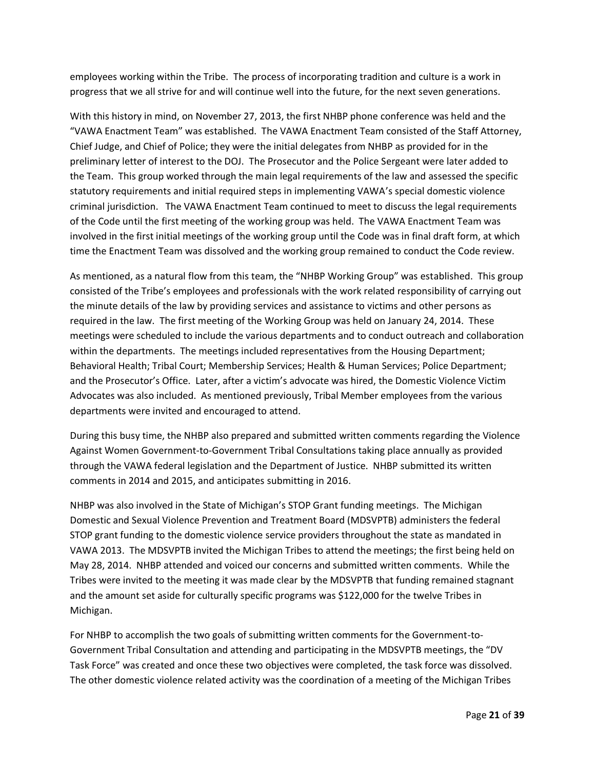employees working within the Tribe. The process of incorporating tradition and culture is a work in progress that we all strive for and will continue well into the future, for the next seven generations.

With this history in mind, on November 27, 2013, the first NHBP phone conference was held and the "VAWA Enactment Team" was established. The VAWA Enactment Team consisted of the Staff Attorney, Chief Judge, and Chief of Police; they were the initial delegates from NHBP as provided for in the preliminary letter of interest to the DOJ. The Prosecutor and the Police Sergeant were later added to the Team. This group worked through the main legal requirements of the law and assessed the specific statutory requirements and initial required steps in implementing VAWA's special domestic violence criminal jurisdiction. The VAWA Enactment Team continued to meet to discuss the legal requirements of the Code until the first meeting of the working group was held. The VAWA Enactment Team was involved in the first initial meetings of the working group until the Code was in final draft form, at which time the Enactment Team was dissolved and the working group remained to conduct the Code review.

As mentioned, as a natural flow from this team, the "NHBP Working Group" was established. This group consisted of the Tribe's employees and professionals with the work related responsibility of carrying out the minute details of the law by providing services and assistance to victims and other persons as required in the law. The first meeting of the Working Group was held on January 24, 2014. These meetings were scheduled to include the various departments and to conduct outreach and collaboration within the departments. The meetings included representatives from the Housing Department; Behavioral Health; Tribal Court; Membership Services; Health & Human Services; Police Department; and the Prosecutor's Office. Later, after a victim's advocate was hired, the Domestic Violence Victim Advocates was also included. As mentioned previously, Tribal Member employees from the various departments were invited and encouraged to attend.

During this busy time, the NHBP also prepared and submitted written comments regarding the Violence Against Women Government-to-Government Tribal Consultations taking place annually as provided through the VAWA federal legislation and the Department of Justice. NHBP submitted its written comments in 2014 and 2015, and anticipates submitting in 2016.

NHBP was also involved in the State of Michigan's STOP Grant funding meetings. The Michigan Domestic and Sexual Violence Prevention and Treatment Board (MDSVPTB) administers the federal STOP grant funding to the domestic violence service providers throughout the state as mandated in VAWA 2013. The MDSVPTB invited the Michigan Tribes to attend the meetings; the first being held on May 28, 2014. NHBP attended and voiced our concerns and submitted written comments. While the Tribes were invited to the meeting it was made clear by the MDSVPTB that funding remained stagnant and the amount set aside for culturally specific programs was $122,000 for the twelve Tribes in Michigan.

For NHBP to accomplish the two goals of submitting written comments for the Government-to-Government Tribal Consultation and attending and participating in the MDSVPTB meetings, the "DV Task Force" was created and once these two objectives were completed, the task force was dissolved. The other domestic violence related activity was the coordination of a meeting of the Michigan Tribes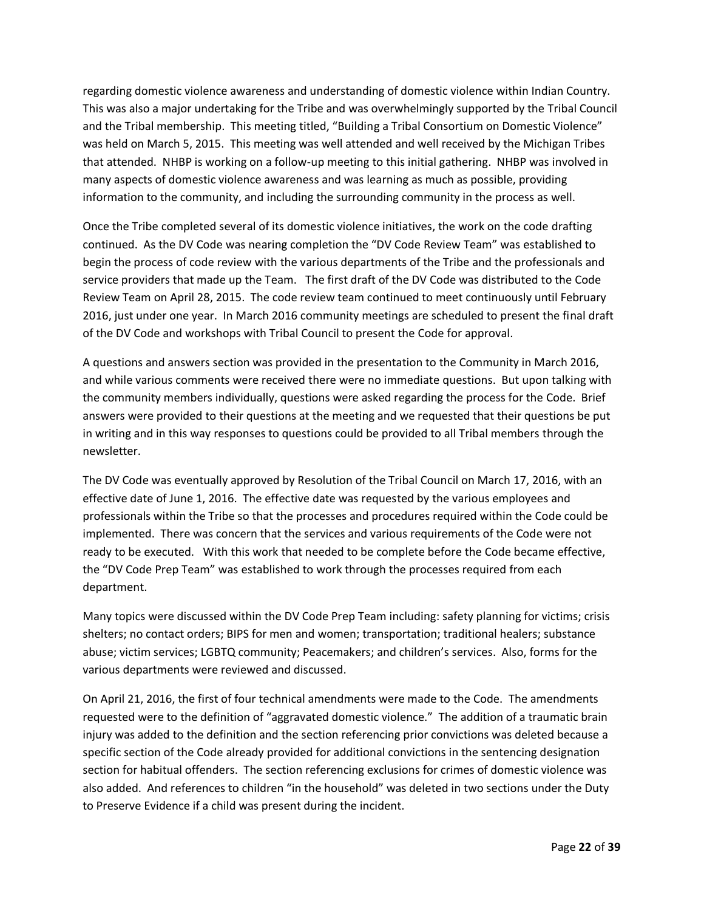regarding domestic violence awareness and understanding of domestic violence within Indian Country. This was also a major undertaking for the Tribe and was overwhelmingly supported by the Tribal Council and the Tribal membership. This meeting titled, "Building a Tribal Consortium on Domestic Violence" was held on March 5, 2015. This meeting was well attended and well received by the Michigan Tribes that attended. NHBP is working on a follow-up meeting to this initial gathering. NHBP was involved in many aspects of domestic violence awareness and was learning as much as possible, providing information to the community, and including the surrounding community in the process as well.

Once the Tribe completed several of its domestic violence initiatives, the work on the code drafting continued. As the DV Code was nearing completion the "DV Code Review Team" was established to begin the process of code review with the various departments of the Tribe and the professionals and service providers that made up the Team. The first draft of the DV Code was distributed to the Code Review Team on April 28, 2015. The code review team continued to meet continuously until February 2016, just under one year. In March 2016 community meetings are scheduled to present the final draft of the DV Code and workshops with Tribal Council to present the Code for approval.

A questions and answers section was provided in the presentation to the Community in March 2016, and while various comments were received there were no immediate questions. But upon talking with the community members individually, questions were asked regarding the process for the Code. Brief answers were provided to their questions at the meeting and we requested that their questions be put in writing and in this way responses to questions could be provided to all Tribal members through the newsletter.

The DV Code was eventually approved by Resolution of the Tribal Council on March 17, 2016, with an effective date of June 1, 2016. The effective date was requested by the various employees and professionals within the Tribe so that the processes and procedures required within the Code could be implemented. There was concern that the services and various requirements of the Code were not ready to be executed. With this work that needed to be complete before the Code became effective, the "DV Code Prep Team" was established to work through the processes required from each department.

Many topics were discussed within the DV Code Prep Team including: safety planning for victims; crisis shelters; no contact orders; BIPS for men and women; transportation; traditional healers; substance abuse; victim services; LGBTQ community; Peacemakers; and children's services. Also, forms for the various departments were reviewed and discussed.

On April 21, 2016, the first of four technical amendments were made to the Code. The amendments requested were to the definition of "aggravated domestic violence." The addition of a traumatic brain injury was added to the definition and the section referencing prior convictions was deleted because a specific section of the Code already provided for additional convictions in the sentencing designation section for habitual offenders. The section referencing exclusions for crimes of domestic violence was also added. And references to children "in the household" was deleted in two sections under the Duty to Preserve Evidence if a child was present during the incident.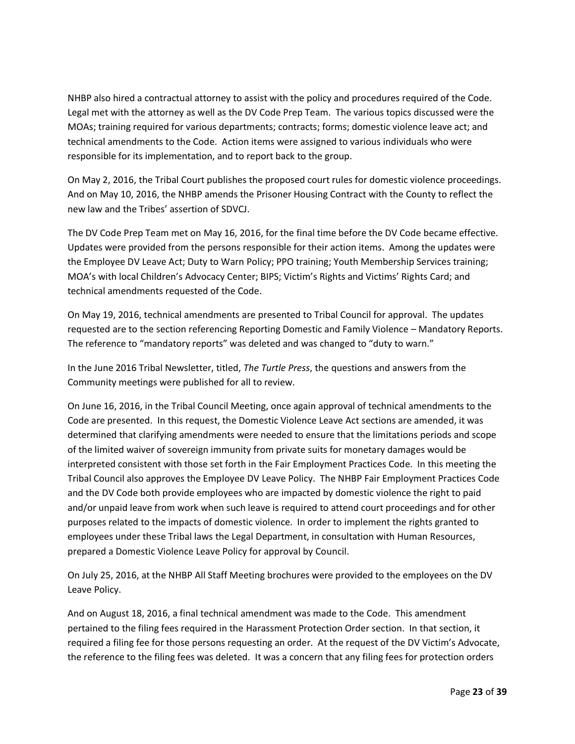NHBP also hired a contractual attorney to assist with the policy and procedures required of the Code. Legal met with the attorney as well as the DV Code Prep Team. The various topics discussed were the MOAs; training required for various departments; contracts; forms; domestic violence leave act; and technical amendments to the Code. Action items were assigned to various individuals who were responsible for its implementation, and to report back to the group.

On May 2, 2016, the Tribal Court publishes the proposed court rules for domestic violence proceedings. And on May 10, 2016, the NHBP amends the Prisoner Housing Contract with the County to reflect the new law and the Tribes' assertion of SDVCJ.

The DV Code Prep Team met on May 16, 2016, for the final time before the DV Code became effective. Updates were provided from the persons responsible for their action items. Among the updates were the Employee DV Leave Act; Duty to Warn Policy; PPO training; Youth Membership Services training; MOA's with local Children's Advocacy Center; BIPS; Victim's Rights and Victims' Rights Card; and technical amendments requested of the Code.

On May 19, 2016, technical amendments are presented to Tribal Council for approval. The updates requested are to the section referencing Reporting Domestic and Family Violence – Mandatory Reports. The reference to "mandatory reports" was deleted and was changed to "duty to warn."

In the June 2016 Tribal Newsletter, titled, *The Turtle Press*, the questions and answers from the Community meetings were published for all to review.

On June 16, 2016, in the Tribal Council Meeting, once again approval of technical amendments to the Code are presented. In this request, the Domestic Violence Leave Act sections are amended, it was determined that clarifying amendments were needed to ensure that the limitations periods and scope of the limited waiver of sovereign immunity from private suits for monetary damages would be interpreted consistent with those set forth in the Fair Employment Practices Code. In this meeting the Tribal Council also approves the Employee DV Leave Policy. The NHBP Fair Employment Practices Code and the DV Code both provide employees who are impacted by domestic violence the right to paid and/or unpaid leave from work when such leave is required to attend court proceedings and for other purposes related to the impacts of domestic violence. In order to implement the rights granted to employees under these Tribal laws the Legal Department, in consultation with Human Resources, prepared a Domestic Violence Leave Policy for approval by Council.

On July 25, 2016, at the NHBP All Staff Meeting brochures were provided to the employees on the DV Leave Policy.

And on August 18, 2016, a final technical amendment was made to the Code. This amendment pertained to the filing fees required in the Harassment Protection Order section. In that section, it required a filing fee for those persons requesting an order. At the request of the DV Victim's Advocate, the reference to the filing fees was deleted. It was a concern that any filing fees for protection orders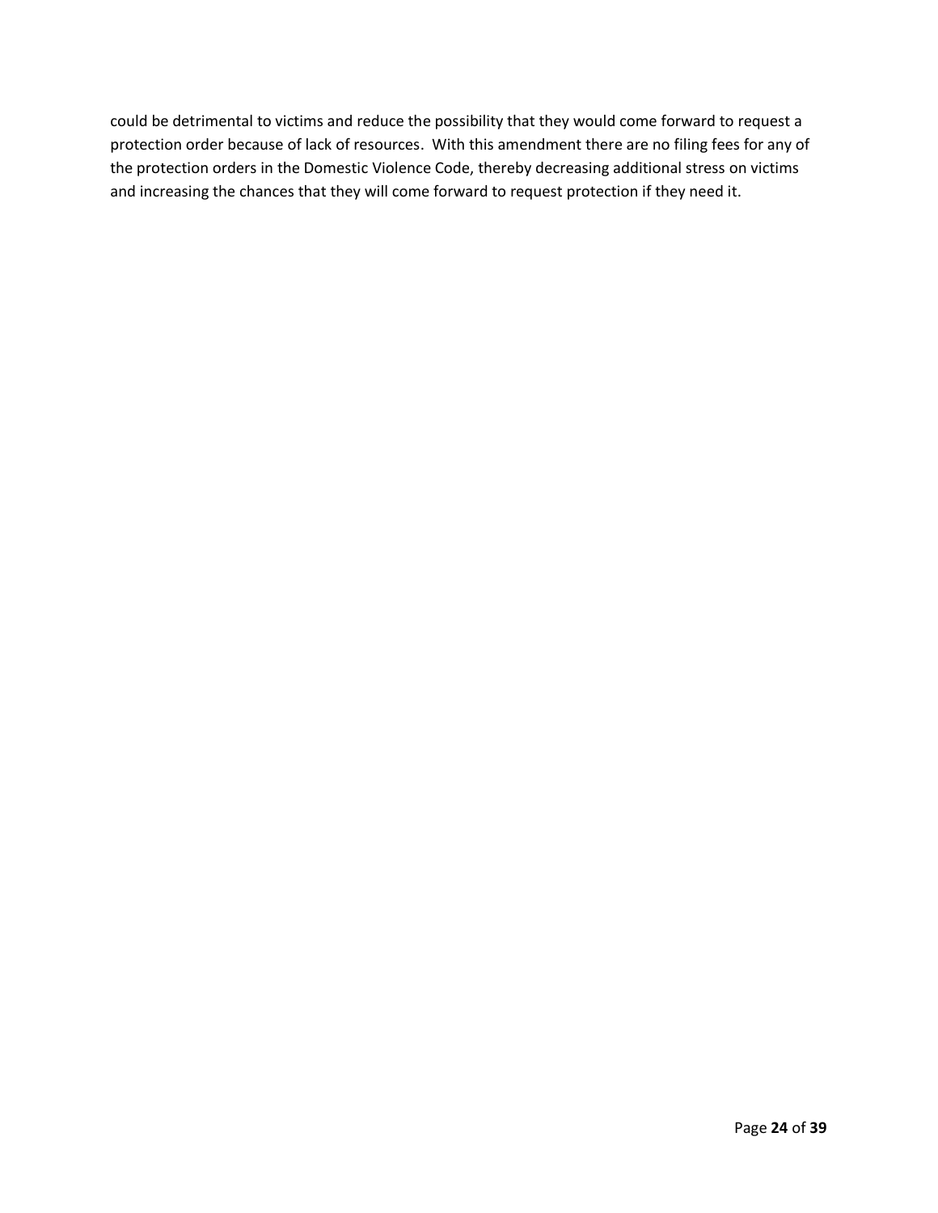could be detrimental to victims and reduce the possibility that they would come forward to request a protection order because of lack of resources. With this amendment there are no filing fees for any of the protection orders in the Domestic Violence Code, thereby decreasing additional stress on victims and increasing the chances that they will come forward to request protection if they need it.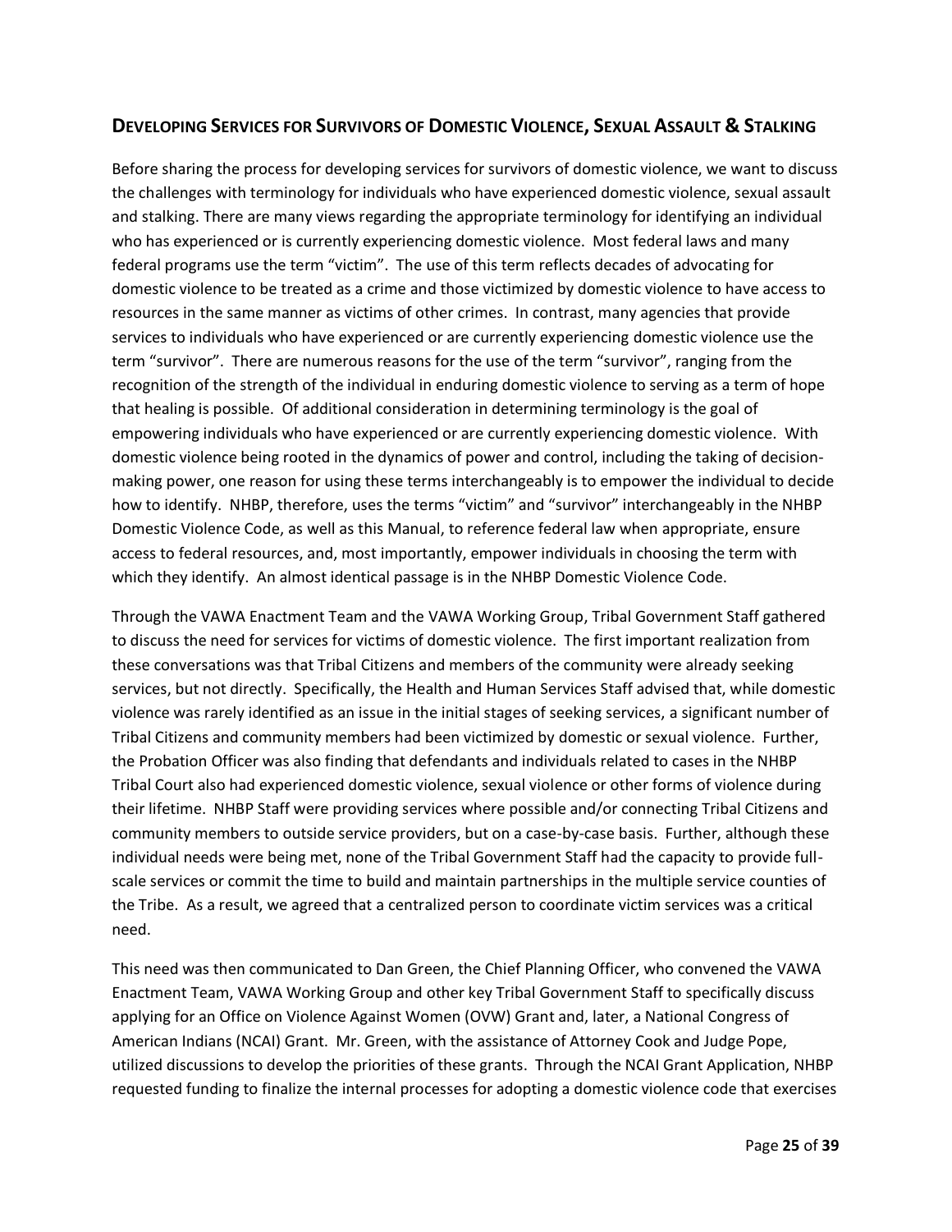## Developing Services for Survivors of Domestic Violence, Sexual Assault & Stalking

Before sharing the process for developing services for survivors of domestic violence, we want to discuss the challenges with terminology for individuals who have experienced domestic violence, sexual assault and stalking. There are many views regarding the appropriate terminology for identifying an individual who has experienced or is currently experiencing domestic violence. Most federal laws and many federal programs use the term "victim". The use of this term reflects decades of advocating for domestic violence to be treated as a crime and those victimized by domestic violence to have access to resources in the same manner as victims of other crimes. In contrast, many agencies that provide services to individuals who have experienced or are currently experiencing domestic violence use the term "survivor". There are numerous reasons for the use of the term "survivor", ranging from the recognition of the strength of the individual in enduring domestic violence to serving as a term of hope that healing is possible. Of additional consideration in determining terminology is the goal of empowering individuals who have experienced or are currently experiencing domestic violence. With domestic violence being rooted in the dynamics of power and control, including the taking of decision-making power, one reason for using these terms interchangeably is to empower the individual to decide how to identify. NHBP, therefore, uses the terms "victim" and "survivor" interchangeably in the NHBP Domestic Violence Code, as well as this Manual, to reference federal law when appropriate, ensure access to federal resources, and, most importantly, empower individuals in choosing the term with which they identify. An almost identical passage is in the NHBP Domestic Violence Code.

Through the VAWA Enactment Team and the VAWA Working Group, Tribal Government Staff gathered to discuss the need for services for victims of domestic violence. The first important realization from these conversations was that Tribal Citizens and members of the community were already seeking services, but not directly. Specifically, the Health and Human Services Staff advised that, while domestic violence was rarely identified as an issue in the initial stages of seeking services, a significant number of Tribal Citizens and community members had been victimized by domestic or sexual violence. Further, the Probation Officer was also finding that defendants and individuals related to cases in the NHBP Tribal Court also had experienced domestic violence, sexual violence or other forms of violence during their lifetime. NHBP Staff were providing services where possible and/or connecting Tribal Citizens and community members to outside service providers, but on a case-by-case basis. Further, although these individual needs were being met, none of the Tribal Government Staff had the capacity to provide full-scale services or commit the time to build and maintain partnerships in the multiple service counties of the Tribe. As a result, we agreed that a centralized person to coordinate victim services was a critical need.

This need was then communicated to Dan Green, the Chief Planning Officer, who convened the VAWA Enactment Team, VAWA Working Group and other key Tribal Government Staff to specifically discuss applying for an Office on Violence Against Women (OVW) Grant and, later, a National Congress of American Indians (NCAI) Grant. Mr. Green, with the assistance of Attorney Cook and Judge Pope, utilized discussions to develop the priorities of these grants. Through the NCAI Grant Application, NHBP requested funding to finalize the internal processes for adopting a domestic violence code that exercises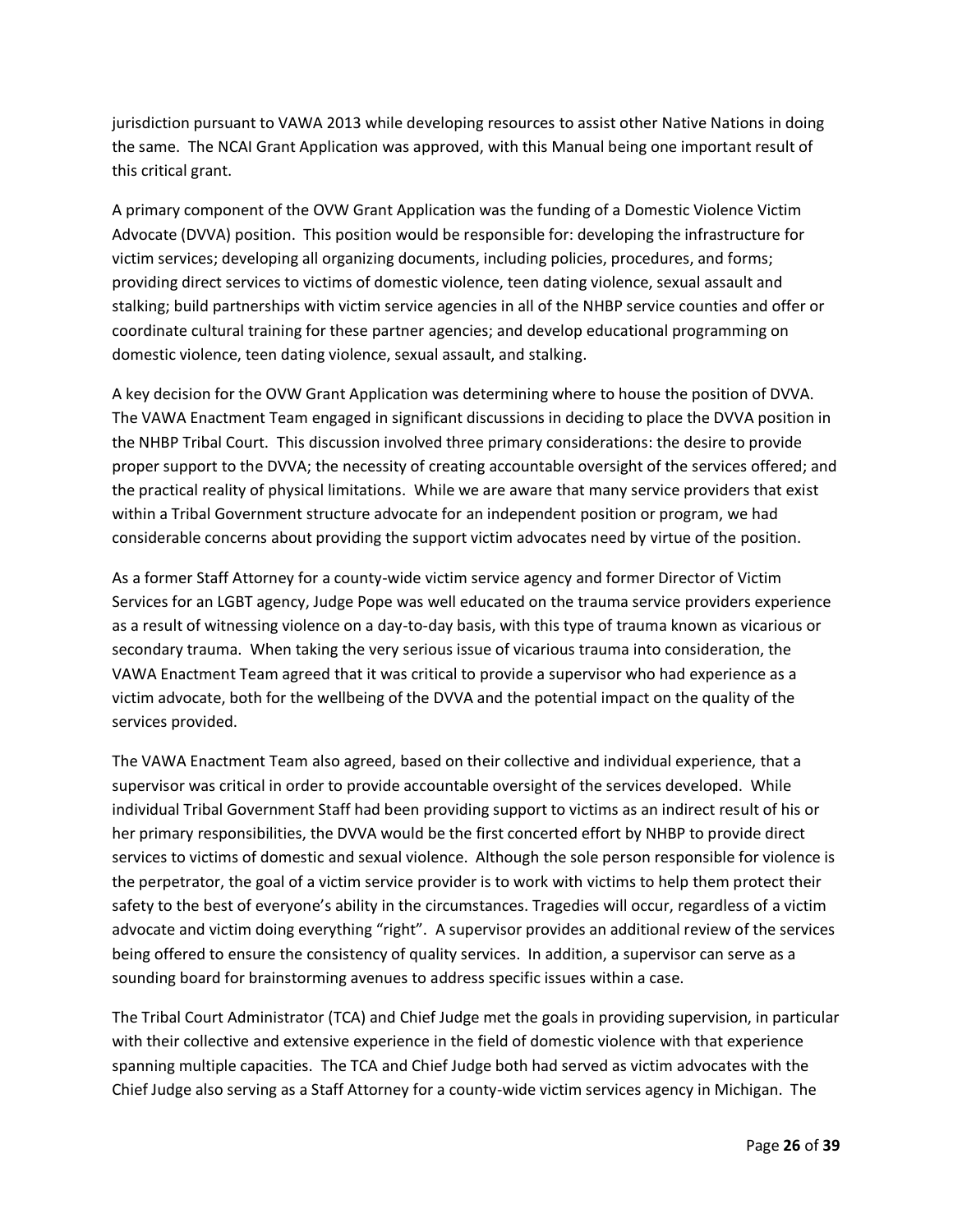jurisdiction pursuant to VAWA 2013 while developing resources to assist other Native Nations in doing the same. The NCAI Grant Application was approved, with this Manual being one important result of this critical grant.

A primary component of the OVW Grant Application was the funding of a Domestic Violence Victim Advocate (DVVA) position. This position would be responsible for: developing the infrastructure for victim services; developing all organizing documents, including policies, procedures, and forms; providing direct services to victims of domestic violence, teen dating violence, sexual assault and stalking; build partnerships with victim service agencies in all of the NHBP service counties and offer or coordinate cultural training for these partner agencies; and develop educational programming on domestic violence, teen dating violence, sexual assault, and stalking.

A key decision for the OVW Grant Application was determining where to house the position of DVVA. The VAWA Enactment Team engaged in significant discussions in deciding to place the DVVA position in the NHBP Tribal Court. This discussion involved three primary considerations: the desire to provide proper support to the DVVA; the necessity of creating accountable oversight of the services offered; and the practical reality of physical limitations. While we are aware that many service providers that exist within a Tribal Government structure advocate for an independent position or program, we had considerable concerns about providing the support victim advocates need by virtue of the position.

As a former Staff Attorney for a county-wide victim service agency and former Director of Victim Services for an LGBT agency, Judge Pope was well educated on the trauma service providers experience as a result of witnessing violence on a day-to-day basis, with this type of trauma known as vicarious or secondary trauma. When taking the very serious issue of vicarious trauma into consideration, the VAWA Enactment Team agreed that it was critical to provide a supervisor who had experience as a victim advocate, both for the wellbeing of the DVVA and the potential impact on the quality of the services provided.

The VAWA Enactment Team also agreed, based on their collective and individual experience, that a supervisor was critical in order to provide accountable oversight of the services developed. While individual Tribal Government Staff had been providing support to victims as an indirect result of his or her primary responsibilities, the DVVA would be the first concerted effort by NHBP to provide direct services to victims of domestic and sexual violence. Although the sole person responsible for violence is the perpetrator, the goal of a victim service provider is to work with victims to help them protect their safety to the best of everyone's ability in the circumstances. Tragedies will occur, regardless of a victim advocate and victim doing everything "right". A supervisor provides an additional review of the services being offered to ensure the consistency of quality services. In addition, a supervisor can serve as a sounding board for brainstorming avenues to address specific issues within a case.

The Tribal Court Administrator (TCA) and Chief Judge met the goals in providing supervision, in particular with their collective and extensive experience in the field of domestic violence with that experience spanning multiple capacities. The TCA and Chief Judge both had served as victim advocates with the Chief Judge also serving as a Staff Attorney for a county-wide victim services agency in Michigan. The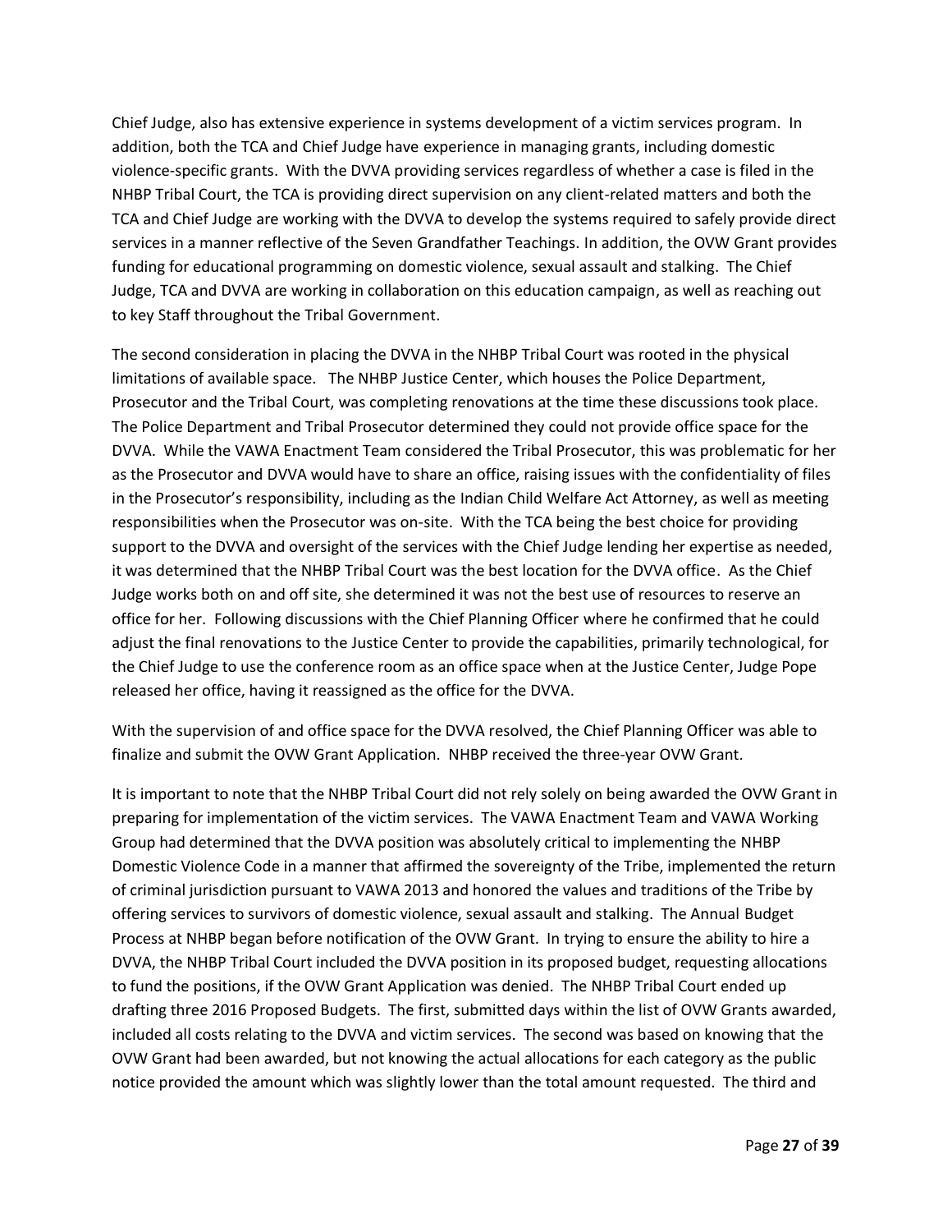Chief Judge, also has extensive experience in systems development of a victim services program. In addition, both the TCA and Chief Judge have experience in managing grants, including domestic violence-specific grants. With the DVVA providing services regardless of whether a case is filed in the NHBP Tribal Court, the TCA is providing direct supervision on any client-related matters and both the TCA and Chief Judge are working with the DVVA to develop the systems required to safely provide direct services in a manner reflective of the Seven Grandfather Teachings. In addition, the OVW Grant provides funding for educational programming on domestic violence, sexual assault and stalking. The Chief Judge, TCA and DVVA are working in collaboration on this education campaign, as well as reaching out to key Staff throughout the Tribal Government.

The second consideration in placing the DVVA in the NHBP Tribal Court was rooted in the physical limitations of available space. The NHBP Justice Center, which houses the Police Department, Prosecutor and the Tribal Court, was completing renovations at the time these discussions took place. The Police Department and Tribal Prosecutor determined they could not provide office space for the DVVA. While the VAWA Enactment Team considered the Tribal Prosecutor, this was problematic for her as the Prosecutor and DVVA would have to share an office, raising issues with the confidentiality of files in the Prosecutor's responsibility, including as the Indian Child Welfare Act Attorney, as well as meeting responsibilities when the Prosecutor was on-site. With the TCA being the best choice for providing support to the DVVA and oversight of the services with the Chief Judge lending her expertise as needed, it was determined that the NHBP Tribal Court was the best location for the DVVA office. As the Chief Judge works both on and off site, she determined it was not the best use of resources to reserve an office for her. Following discussions with the Chief Planning Officer where he confirmed that he could adjust the final renovations to the Justice Center to provide the capabilities, primarily technological, for the Chief Judge to use the conference room as an office space when at the Justice Center, Judge Pope released her office, having it reassigned as the office for the DVVA.

With the supervision of and office space for the DVVA resolved, the Chief Planning Officer was able to finalize and submit the OVW Grant Application. NHBP received the three-year OVW Grant.

It is important to note that the NHBP Tribal Court did not rely solely on being awarded the OVW Grant in preparing for implementation of the victim services. The VAWA Enactment Team and VAWA Working Group had determined that the DVVA position was absolutely critical to implementing the NHBP Domestic Violence Code in a manner that affirmed the sovereignty of the Tribe, implemented the return of criminal jurisdiction pursuant to VAWA 2013 and honored the values and traditions of the Tribe by offering services to survivors of domestic violence, sexual assault and stalking. The Annual Budget Process at NHBP began before notification of the OVW Grant. In trying to ensure the ability to hire a DVVA, the NHBP Tribal Court included the DVVA position in its proposed budget, requesting allocations to fund the positions, if the OVW Grant Application was denied. The NHBP Tribal Court ended up drafting three 2016 Proposed Budgets. The first, submitted days within the list of OVW Grants awarded, included all costs relating to the DVVA and victim services. The second was based on knowing that the OVW Grant had been awarded, but not knowing the actual allocations for each category as the public notice provided the amount which was slightly lower than the total amount requested. The third and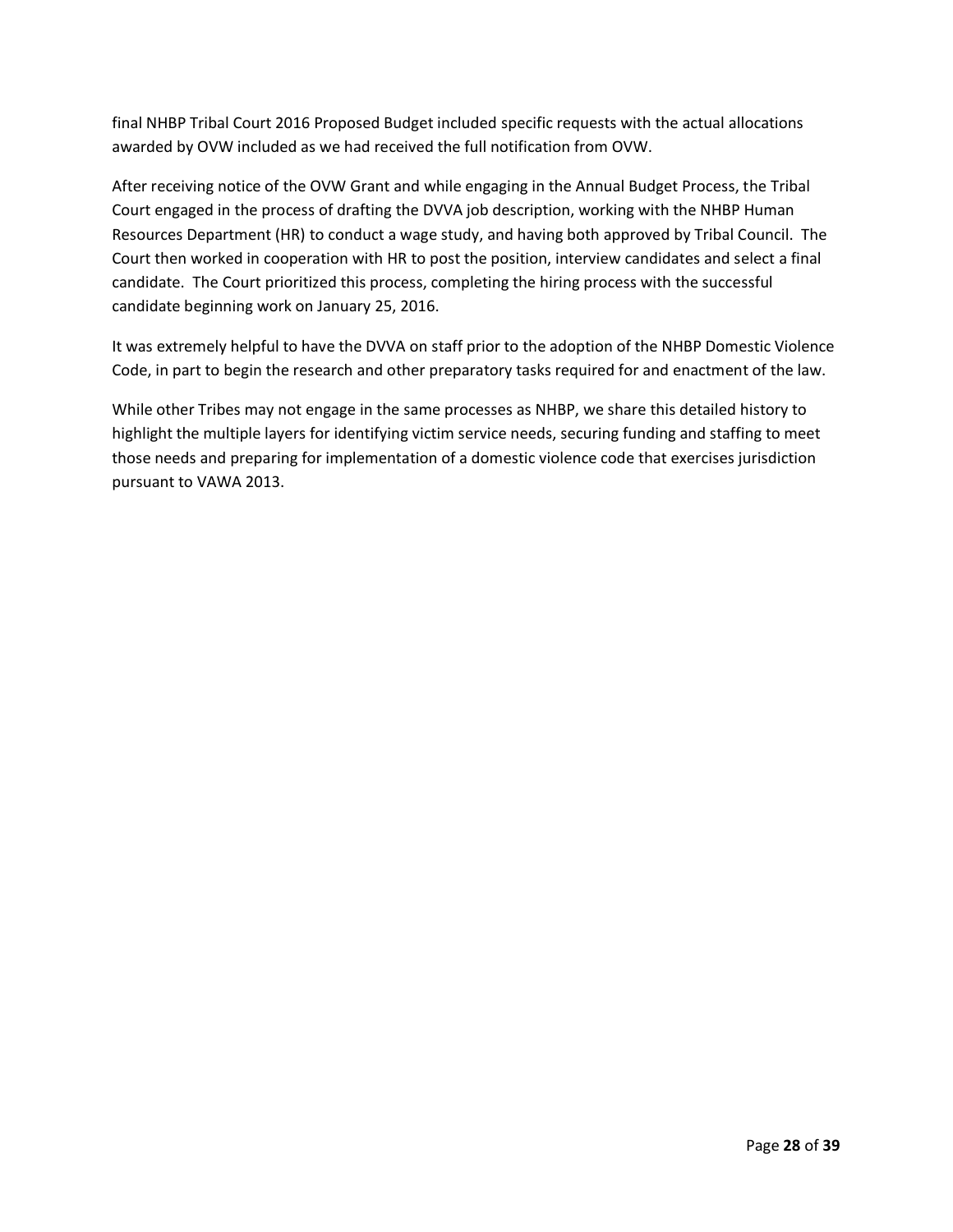final NHBP Tribal Court 2016 Proposed Budget included specific requests with the actual allocations awarded by OVW included as we had received the full notification from OVW.

After receiving notice of the OVW Grant and while engaging in the Annual Budget Process, the Tribal Court engaged in the process of drafting the DVVA job description, working with the NHBP Human Resources Department (HR) to conduct a wage study, and having both approved by Tribal Council. The Court then worked in cooperation with HR to post the position, interview candidates and select a final candidate. The Court prioritized this process, completing the hiring process with the successful candidate beginning work on January 25, 2016.

It was extremely helpful to have the DVVA on staff prior to the adoption of the NHBP Domestic Violence Code, in part to begin the research and other preparatory tasks required for and enactment of the law.

While other Tribes may not engage in the same processes as NHBP, we share this detailed history to highlight the multiple layers for identifying victim service needs, securing funding and staffing to meet those needs and preparing for implementation of a domestic violence code that exercises jurisdiction pursuant to VAWA 2013.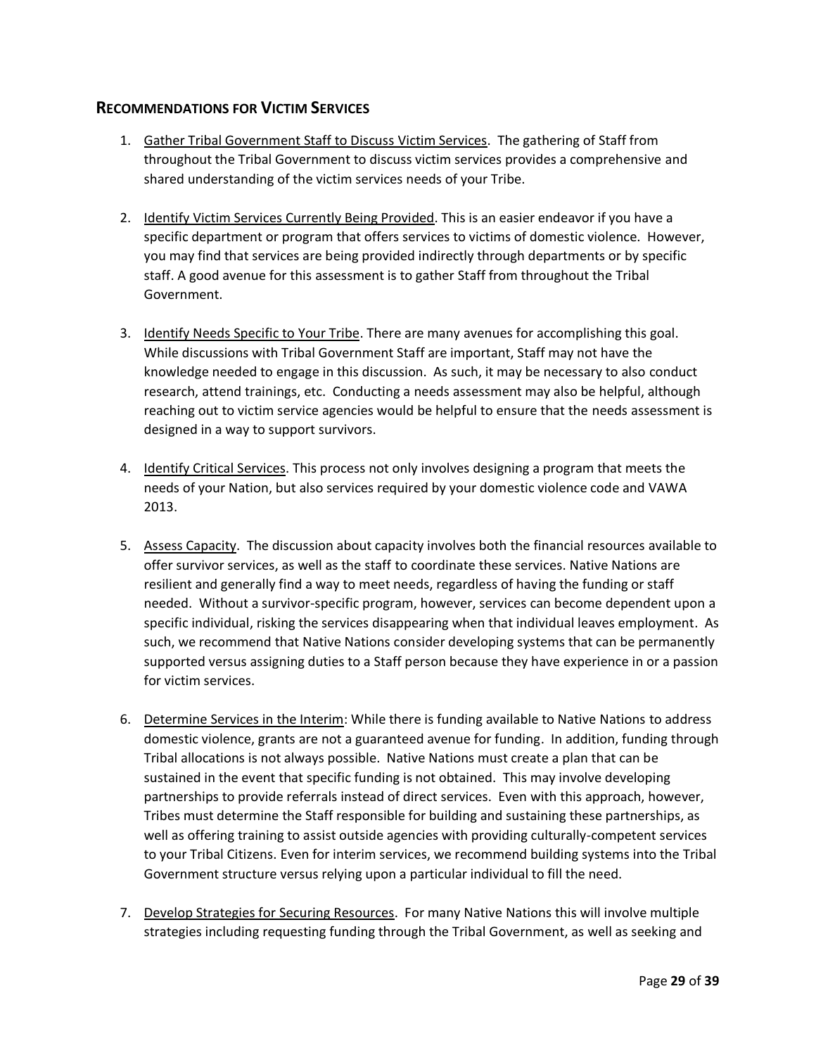## RECOMMENDATIONS FOR VICTIM SERVICES

1. Gather Tribal Government Staff to Discuss Victim Services. The gathering of Staff from throughout the Tribal Government to discuss victim services provides a comprehensive and shared understanding of the victim services needs of your Tribe.

2. Identify Victim Services Currently Being Provided. This is an easier endeavor if you have a specific department or program that offers services to victims of domestic violence. However, you may find that services are being provided indirectly through departments or by specific staff. A good avenue for this assessment is to gather Staff from throughout the Tribal Government.

3. Identify Needs Specific to Your Tribe. There are many avenues for accomplishing this goal. While discussions with Tribal Government Staff are important, Staff may not have the knowledge needed to engage in this discussion. As such, it may be necessary to also conduct research, attend trainings, etc. Conducting a needs assessment may also be helpful, although reaching out to victim service agencies would be helpful to ensure that the needs assessment is designed in a way to support survivors.

4. Identify Critical Services. This process not only involves designing a program that meets the needs of your Nation, but also services required by your domestic violence code and VAWA 2013.

5. Assess Capacity. The discussion about capacity involves both the financial resources available to offer survivor services, as well as the staff to coordinate these services. Native Nations are resilient and generally find a way to meet needs, regardless of having the funding or staff needed. Without a survivor-specific program, however, services can become dependent upon a specific individual, risking the services disappearing when that individual leaves employment. As such, we recommend that Native Nations consider developing systems that can be permanently supported versus assigning duties to a Staff person because they have experience in or a passion for victim services.

6. Determine Services in the Interim: While there is funding available to Native Nations to address domestic violence, grants are not a guaranteed avenue for funding. In addition, funding through Tribal allocations is not always possible. Native Nations must create a plan that can be sustained in the event that specific funding is not obtained. This may involve developing partnerships to provide referrals instead of direct services. Even with this approach, however, Tribes must determine the Staff responsible for building and sustaining these partnerships, as well as offering training to assist outside agencies with providing culturally-competent services to your Tribal Citizens. Even for interim services, we recommend building systems into the Tribal Government structure versus relying upon a particular individual to fill the need.

7. Develop Strategies for Securing Resources. For many Native Nations this will involve multiple strategies including requesting funding through the Tribal Government, as well as seeking and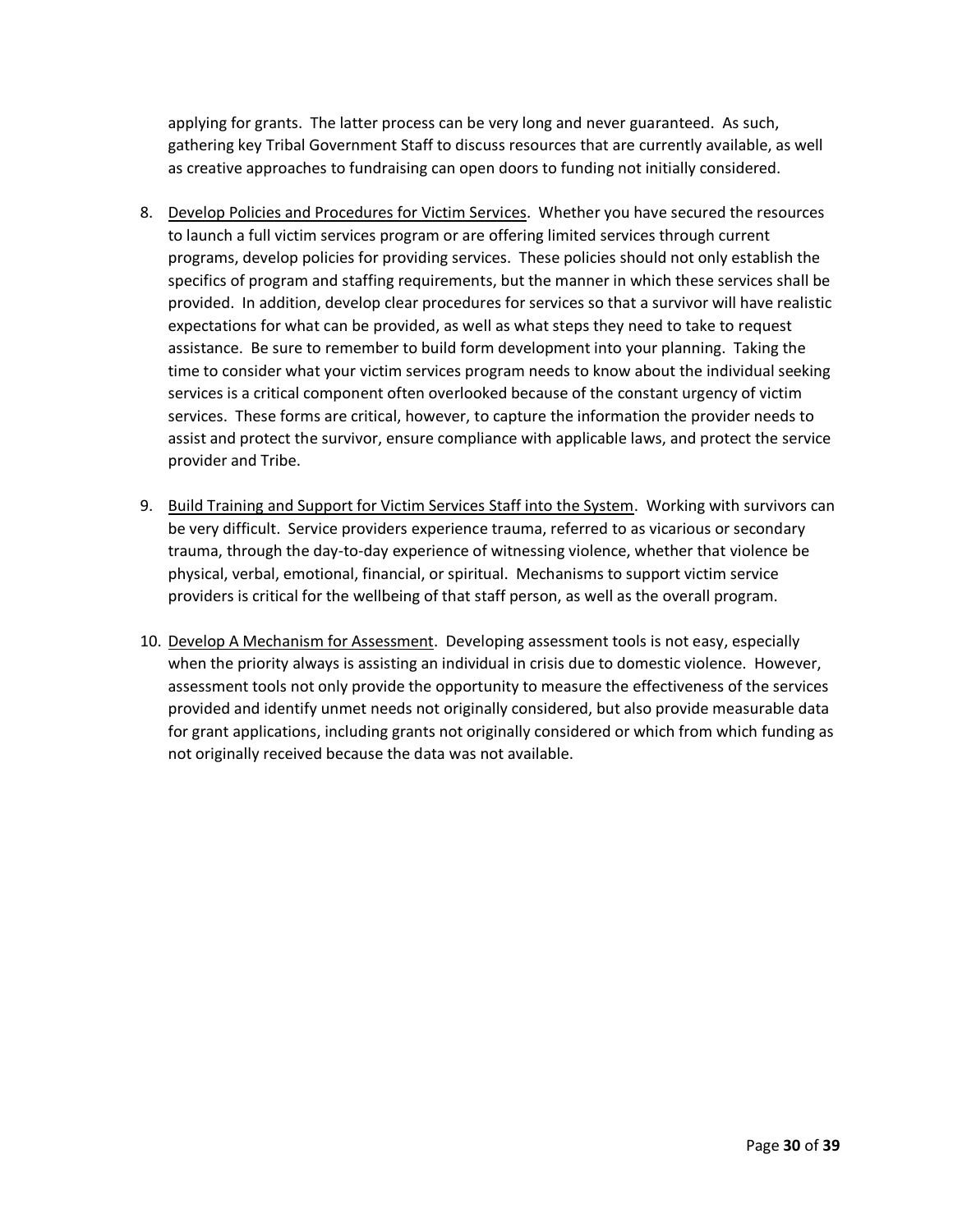applying for grants. The latter process can be very long and never guaranteed. As such, gathering key Tribal Government Staff to discuss resources that are currently available, as well as creative approaches to fundraising can open doors to funding not initially considered.

8. <u>Develop Policies and Procedures for Victim Services</u>. Whether you have secured the resources to launch a full victim services program or are offering limited services through current programs, develop policies for providing services. These policies should not only establish the specifics of program and staffing requirements, but the manner in which these services shall be provided. In addition, develop clear procedures for services so that a survivor will have realistic expectations for what can be provided, as well as what steps they need to take to request assistance. Be sure to remember to build form development into your planning. Taking the time to consider what your victim services program needs to know about the individual seeking services is a critical component often overlooked because of the constant urgency of victim services. These forms are critical, however, to capture the information the provider needs to assist and protect the survivor, ensure compliance with applicable laws, and protect the service provider and Tribe.

9. <u>Build Training and Support for Victim Services Staff into the System</u>. Working with survivors can be very difficult. Service providers experience trauma, referred to as vicarious or secondary trauma, through the day-to-day experience of witnessing violence, whether that violence be physical, verbal, emotional, financial, or spiritual. Mechanisms to support victim service providers is critical for the wellbeing of that staff person, as well as the overall program.

10. <u>Develop A Mechanism for Assessment</u>. Developing assessment tools is not easy, especially when the priority always is assisting an individual in crisis due to domestic violence. However, assessment tools not only provide the opportunity to measure the effectiveness of the services provided and identify unmet needs not originally considered, but also provide measurable data for grant applications, including grants not originally considered or which from which funding as not originally received because the data was not available.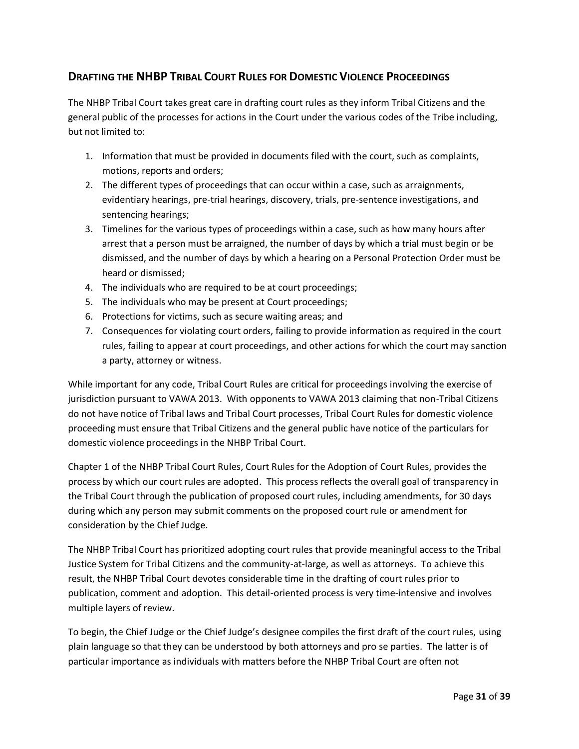## Drafting the NHBP Tribal Court Rules for Domestic Violence Proceedings

The NHBP Tribal Court takes great care in drafting court rules as they inform Tribal Citizens and the general public of the processes for actions in the Court under the various codes of the Tribe including, but not limited to:

1. Information that must be provided in documents filed with the court, such as complaints, motions, reports and orders;
2. The different types of proceedings that can occur within a case, such as arraignments, evidentiary hearings, pre-trial hearings, discovery, trials, pre-sentence investigations, and sentencing hearings;
3. Timelines for the various types of proceedings within a case, such as how many hours after arrest that a person must be arraigned, the number of days by which a trial must begin or be dismissed, and the number of days by which a hearing on a Personal Protection Order must be heard or dismissed;
4. The individuals who are required to be at court proceedings;
5. The individuals who may be present at Court proceedings;
6. Protections for victims, such as secure waiting areas; and
7. Consequences for violating court orders, failing to provide information as required in the court rules, failing to appear at court proceedings, and other actions for which the court may sanction a party, attorney or witness.

While important for any code, Tribal Court Rules are critical for proceedings involving the exercise of jurisdiction pursuant to VAWA 2013. With opponents to VAWA 2013 claiming that non-Tribal Citizens do not have notice of Tribal laws and Tribal Court processes, Tribal Court Rules for domestic violence proceeding must ensure that Tribal Citizens and the general public have notice of the particulars for domestic violence proceedings in the NHBP Tribal Court.

Chapter 1 of the NHBP Tribal Court Rules, Court Rules for the Adoption of Court Rules, provides the process by which our court rules are adopted. This process reflects the overall goal of transparency in the Tribal Court through the publication of proposed court rules, including amendments, for 30 days during which any person may submit comments on the proposed court rule or amendment for consideration by the Chief Judge.

The NHBP Tribal Court has prioritized adopting court rules that provide meaningful access to the Tribal Justice System for Tribal Citizens and the community-at-large, as well as attorneys. To achieve this result, the NHBP Tribal Court devotes considerable time in the drafting of court rules prior to publication, comment and adoption. This detail-oriented process is very time-intensive and involves multiple layers of review.

To begin, the Chief Judge or the Chief Judge's designee compiles the first draft of the court rules, using plain language so that they can be understood by both attorneys and pro se parties. The latter is of particular importance as individuals with matters before the NHBP Tribal Court are often not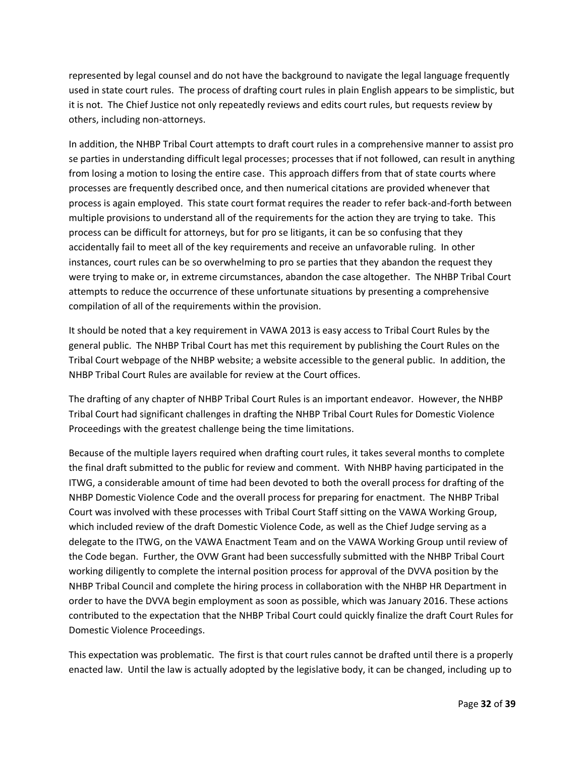represented by legal counsel and do not have the background to navigate the legal language frequently used in state court rules. The process of drafting court rules in plain English appears to be simplistic, but it is not. The Chief Justice not only repeatedly reviews and edits court rules, but requests review by others, including non-attorneys.

In addition, the NHBP Tribal Court attempts to draft court rules in a comprehensive manner to assist pro se parties in understanding difficult legal processes; processes that if not followed, can result in anything from losing a motion to losing the entire case. This approach differs from that of state courts where processes are frequently described once, and then numerical citations are provided whenever that process is again employed. This state court format requires the reader to refer back-and-forth between multiple provisions to understand all of the requirements for the action they are trying to take. This process can be difficult for attorneys, but for pro se litigants, it can be so confusing that they accidentally fail to meet all of the key requirements and receive an unfavorable ruling. In other instances, court rules can be so overwhelming to pro se parties that they abandon the request they were trying to make or, in extreme circumstances, abandon the case altogether. The NHBP Tribal Court attempts to reduce the occurrence of these unfortunate situations by presenting a comprehensive compilation of all of the requirements within the provision.

It should be noted that a key requirement in VAWA 2013 is easy access to Tribal Court Rules by the general public. The NHBP Tribal Court has met this requirement by publishing the Court Rules on the Tribal Court webpage of the NHBP website; a website accessible to the general public. In addition, the NHBP Tribal Court Rules are available for review at the Court offices.

The drafting of any chapter of NHBP Tribal Court Rules is an important endeavor. However, the NHBP Tribal Court had significant challenges in drafting the NHBP Tribal Court Rules for Domestic Violence Proceedings with the greatest challenge being the time limitations.

Because of the multiple layers required when drafting court rules, it takes several months to complete the final draft submitted to the public for review and comment. With NHBP having participated in the ITWG, a considerable amount of time had been devoted to both the overall process for drafting of the NHBP Domestic Violence Code and the overall process for preparing for enactment. The NHBP Tribal Court was involved with these processes with Tribal Court Staff sitting on the VAWA Working Group, which included review of the draft Domestic Violence Code, as well as the Chief Judge serving as a delegate to the ITWG, on the VAWA Enactment Team and on the VAWA Working Group until review of the Code began. Further, the OVW Grant had been successfully submitted with the NHBP Tribal Court working diligently to complete the internal position process for approval of the DVVA position by the NHBP Tribal Council and complete the hiring process in collaboration with the NHBP HR Department in order to have the DVVA begin employment as soon as possible, which was January 2016. These actions contributed to the expectation that the NHBP Tribal Court could quickly finalize the draft Court Rules for Domestic Violence Proceedings.

This expectation was problematic. The first is that court rules cannot be drafted until there is a properly enacted law. Until the law is actually adopted by the legislative body, it can be changed, including up to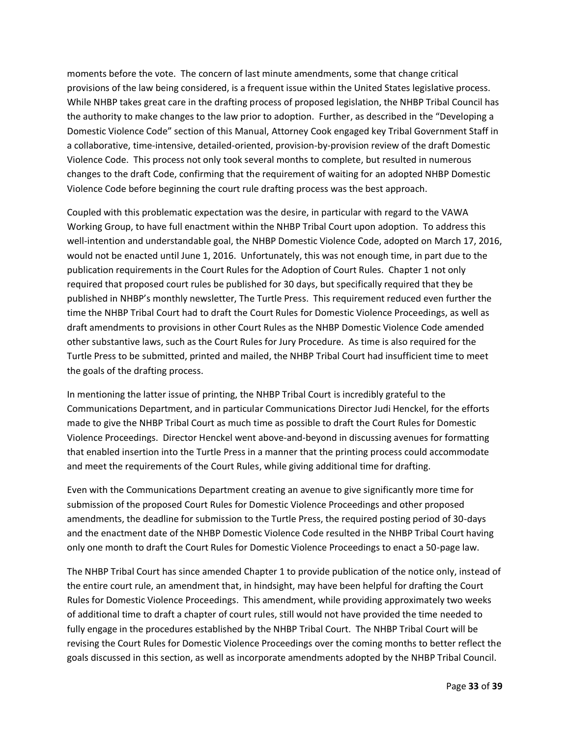moments before the vote. The concern of last minute amendments, some that change critical provisions of the law being considered, is a frequent issue within the United States legislative process. While NHBP takes great care in the drafting process of proposed legislation, the NHBP Tribal Council has the authority to make changes to the law prior to adoption. Further, as described in the "Developing a Domestic Violence Code" section of this Manual, Attorney Cook engaged key Tribal Government Staff in a collaborative, time-intensive, detailed-oriented, provision-by-provision review of the draft Domestic Violence Code. This process not only took several months to complete, but resulted in numerous changes to the draft Code, confirming that the requirement of waiting for an adopted NHBP Domestic Violence Code before beginning the court rule drafting process was the best approach.

Coupled with this problematic expectation was the desire, in particular with regard to the VAWA Working Group, to have full enactment within the NHBP Tribal Court upon adoption. To address this well-intention and understandable goal, the NHBP Domestic Violence Code, adopted on March 17, 2016, would not be enacted until June 1, 2016. Unfortunately, this was not enough time, in part due to the publication requirements in the Court Rules for the Adoption of Court Rules. Chapter 1 not only required that proposed court rules be published for 30 days, but specifically required that they be published in NHBP's monthly newsletter, The Turtle Press. This requirement reduced even further the time the NHBP Tribal Court had to draft the Court Rules for Domestic Violence Proceedings, as well as draft amendments to provisions in other Court Rules as the NHBP Domestic Violence Code amended other substantive laws, such as the Court Rules for Jury Procedure. As time is also required for the Turtle Press to be submitted, printed and mailed, the NHBP Tribal Court had insufficient time to meet the goals of the drafting process.

In mentioning the latter issue of printing, the NHBP Tribal Court is incredibly grateful to the Communications Department, and in particular Communications Director Judi Henckel, for the efforts made to give the NHBP Tribal Court as much time as possible to draft the Court Rules for Domestic Violence Proceedings. Director Henckel went above-and-beyond in discussing avenues for formatting that enabled insertion into the Turtle Press in a manner that the printing process could accommodate and meet the requirements of the Court Rules, while giving additional time for drafting.

Even with the Communications Department creating an avenue to give significantly more time for submission of the proposed Court Rules for Domestic Violence Proceedings and other proposed amendments, the deadline for submission to the Turtle Press, the required posting period of 30-days and the enactment date of the NHBP Domestic Violence Code resulted in the NHBP Tribal Court having only one month to draft the Court Rules for Domestic Violence Proceedings to enact a 50-page law.

The NHBP Tribal Court has since amended Chapter 1 to provide publication of the notice only, instead of the entire court rule, an amendment that, in hindsight, may have been helpful for drafting the Court Rules for Domestic Violence Proceedings. This amendment, while providing approximately two weeks of additional time to draft a chapter of court rules, still would not have provided the time needed to fully engage in the procedures established by the NHBP Tribal Court. The NHBP Tribal Court will be revising the Court Rules for Domestic Violence Proceedings over the coming months to better reflect the goals discussed in this section, as well as incorporate amendments adopted by the NHBP Tribal Council.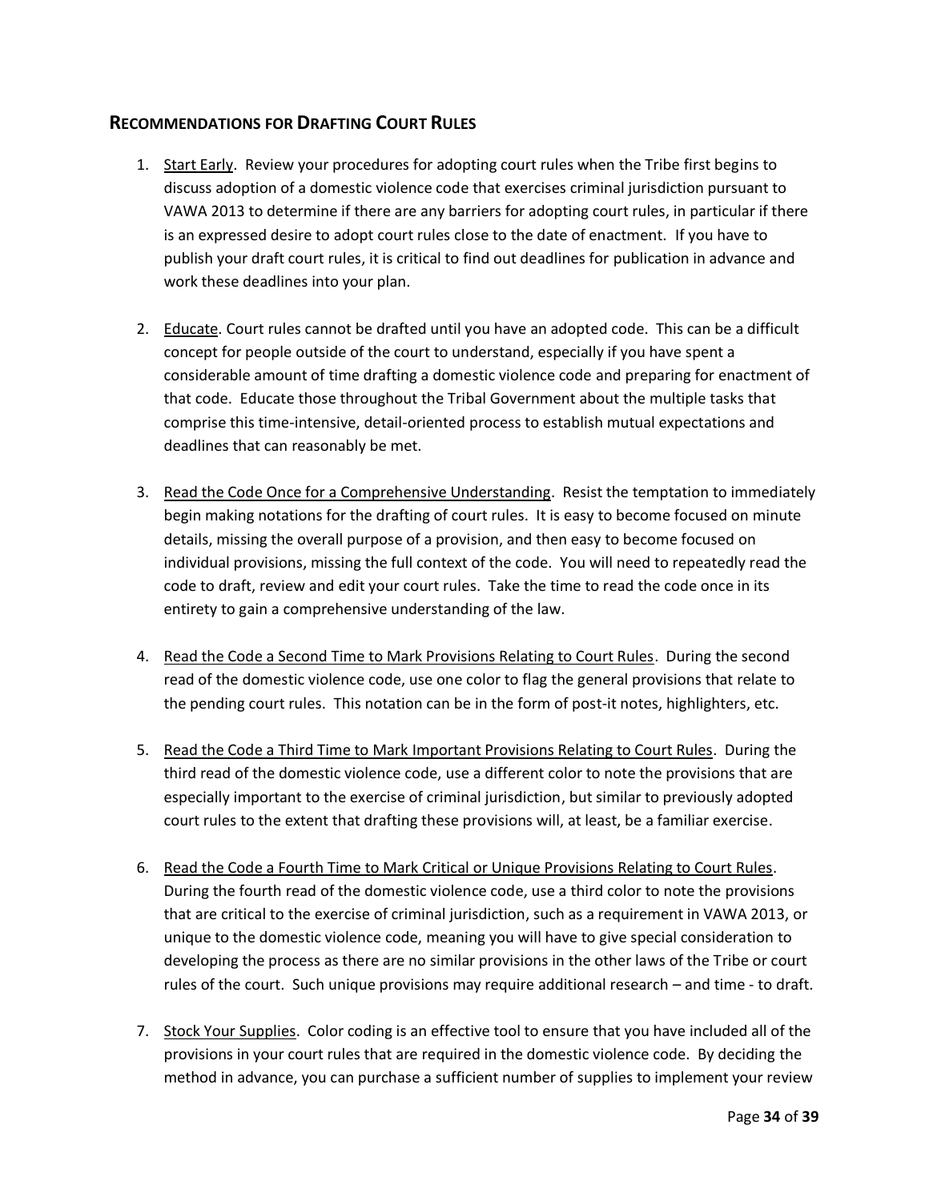## Recommendations for Drafting Court Rules

1. Start Early. Review your procedures for adopting court rules when the Tribe first begins to discuss adoption of a domestic violence code that exercises criminal jurisdiction pursuant to VAWA 2013 to determine if there are any barriers for adopting court rules, in particular if there is an expressed desire to adopt court rules close to the date of enactment. If you have to publish your draft court rules, it is critical to find out deadlines for publication in advance and work these deadlines into your plan.

2. Educate. Court rules cannot be drafted until you have an adopted code. This can be a difficult concept for people outside of the court to understand, especially if you have spent a considerable amount of time drafting a domestic violence code and preparing for enactment of that code. Educate those throughout the Tribal Government about the multiple tasks that comprise this time-intensive, detail-oriented process to establish mutual expectations and deadlines that can reasonably be met.

3. Read the Code Once for a Comprehensive Understanding. Resist the temptation to immediately begin making notations for the drafting of court rules. It is easy to become focused on minute details, missing the overall purpose of a provision, and then easy to become focused on individual provisions, missing the full context of the code. You will need to repeatedly read the code to draft, review and edit your court rules. Take the time to read the code once in its entirety to gain a comprehensive understanding of the law.

4. Read the Code a Second Time to Mark Provisions Relating to Court Rules. During the second read of the domestic violence code, use one color to flag the general provisions that relate to the pending court rules. This notation can be in the form of post-it notes, highlighters, etc.

5. Read the Code a Third Time to Mark Important Provisions Relating to Court Rules. During the third read of the domestic violence code, use a different color to note the provisions that are especially important to the exercise of criminal jurisdiction, but similar to previously adopted court rules to the extent that drafting these provisions will, at least, be a familiar exercise.

6. Read the Code a Fourth Time to Mark Critical or Unique Provisions Relating to Court Rules. During the fourth read of the domestic violence code, use a third color to note the provisions that are critical to the exercise of criminal jurisdiction, such as a requirement in VAWA 2013, or unique to the domestic violence code, meaning you will have to give special consideration to developing the process as there are no similar provisions in the other laws of the Tribe or court rules of the court. Such unique provisions may require additional research – and time - to draft.

7. Stock Your Supplies. Color coding is an effective tool to ensure that you have included all of the provisions in your court rules that are required in the domestic violence code. By deciding the method in advance, you can purchase a sufficient number of supplies to implement your review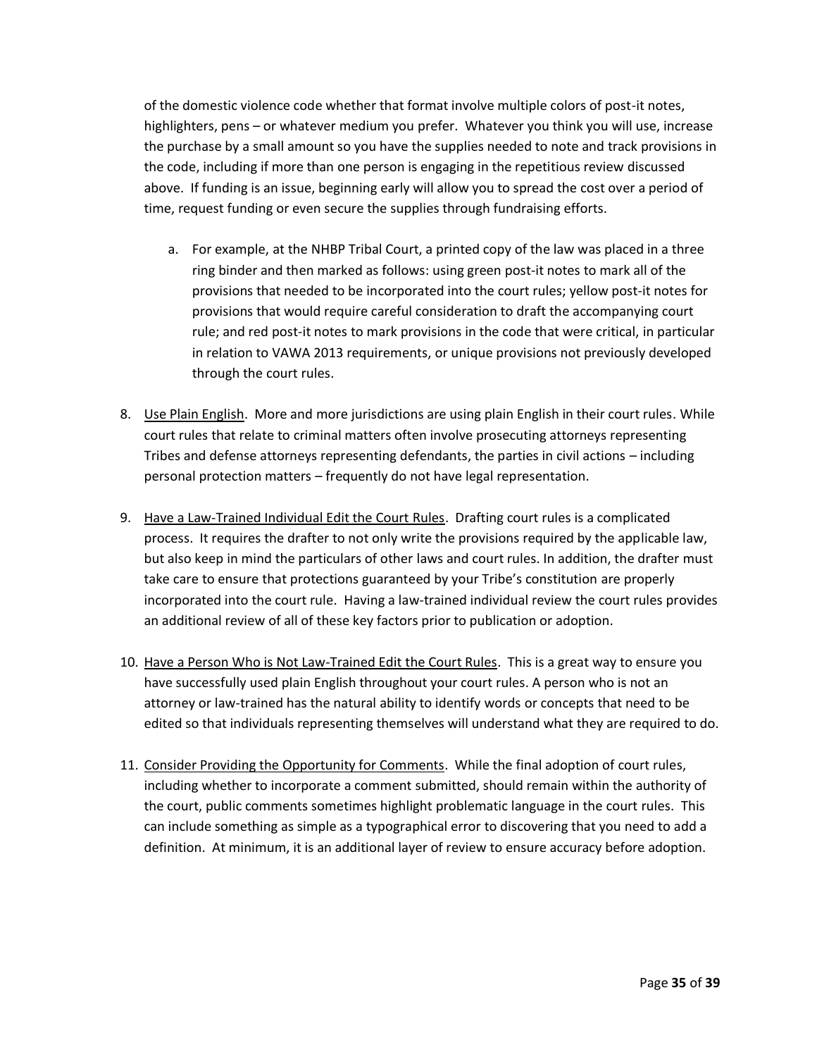of the domestic violence code whether that format involve multiple colors of post-it notes, highlighters, pens – or whatever medium you prefer. Whatever you think you will use, increase the purchase by a small amount so you have the supplies needed to note and track provisions in the code, including if more than one person is engaging in the repetitious review discussed above. If funding is an issue, beginning early will allow you to spread the cost over a period of time, request funding or even secure the supplies through fundraising efforts.

   a. For example, at the NHBP Tribal Court, a printed copy of the law was placed in a three ring binder and then marked as follows: using green post-it notes to mark all of the provisions that needed to be incorporated into the court rules; yellow post-it notes for provisions that would require careful consideration to draft the accompanying court rule; and red post-it notes to mark provisions in the code that were critical, in particular in relation to VAWA 2013 requirements, or unique provisions not previously developed through the court rules.

8. <u>Use Plain English</u>. More and more jurisdictions are using plain English in their court rules. While court rules that relate to criminal matters often involve prosecuting attorneys representing Tribes and defense attorneys representing defendants, the parties in civil actions – including personal protection matters – frequently do not have legal representation.

9. <u>Have a Law-Trained Individual Edit the Court Rules</u>. Drafting court rules is a complicated process. It requires the drafter to not only write the provisions required by the applicable law, but also keep in mind the particulars of other laws and court rules. In addition, the drafter must take care to ensure that protections guaranteed by your Tribe's constitution are properly incorporated into the court rule. Having a law-trained individual review the court rules provides an additional review of all of these key factors prior to publication or adoption.

10. <u>Have a Person Who is Not Law-Trained Edit the Court Rules</u>. This is a great way to ensure you have successfully used plain English throughout your court rules. A person who is not an attorney or law-trained has the natural ability to identify words or concepts that need to be edited so that individuals representing themselves will understand what they are required to do.

11. <u>Consider Providing the Opportunity for Comments</u>. While the final adoption of court rules, including whether to incorporate a comment submitted, should remain within the authority of the court, public comments sometimes highlight problematic language in the court rules. This can include something as simple as a typographical error to discovering that you need to add a definition. At minimum, it is an additional layer of review to ensure accuracy before adoption.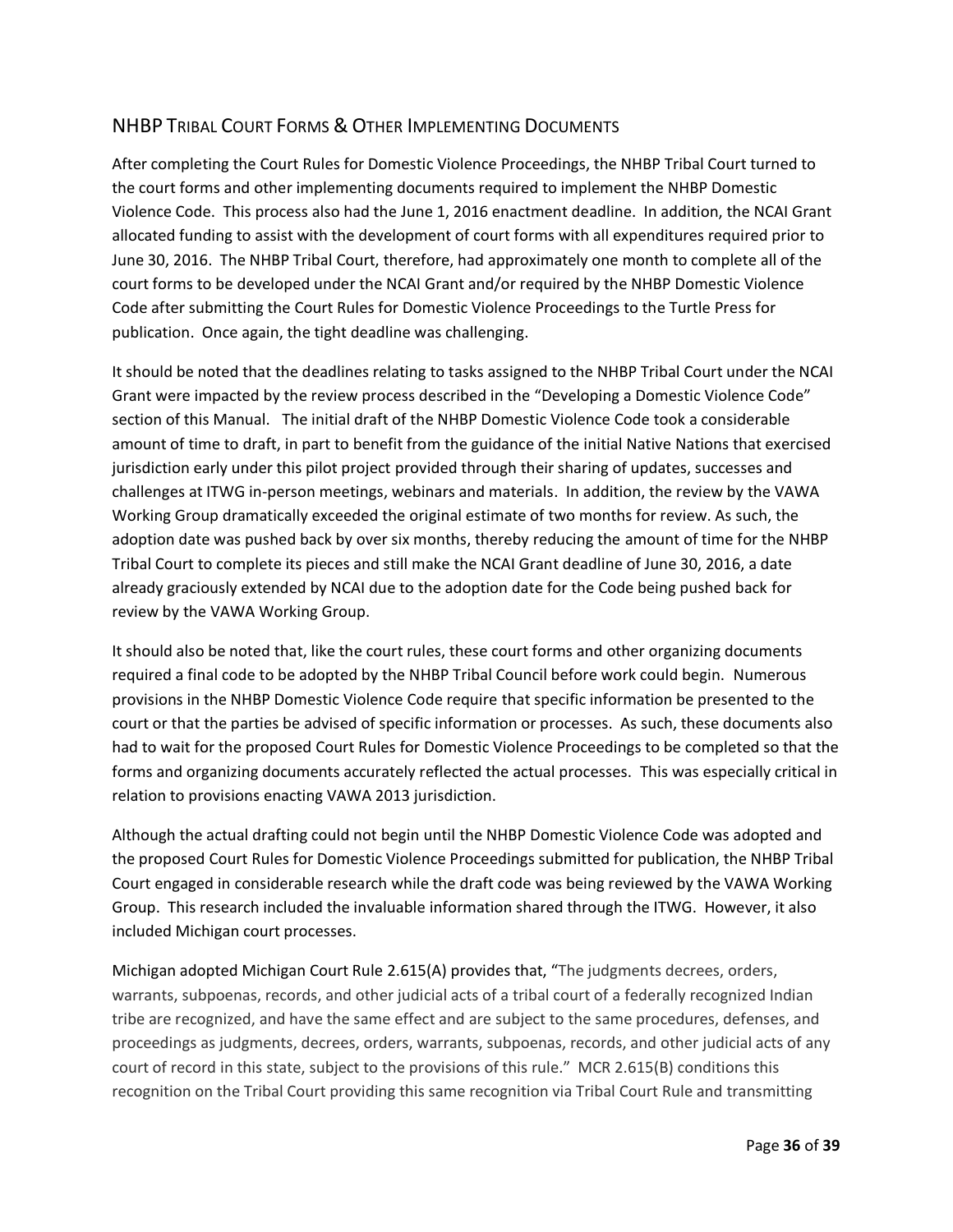## NHBP Tribal Court Forms & Other Implementing Documents

After completing the Court Rules for Domestic Violence Proceedings, the NHBP Tribal Court turned to the court forms and other implementing documents required to implement the NHBP Domestic Violence Code. This process also had the June 1, 2016 enactment deadline. In addition, the NCAI Grant allocated funding to assist with the development of court forms with all expenditures required prior to June 30, 2016. The NHBP Tribal Court, therefore, had approximately one month to complete all of the court forms to be developed under the NCAI Grant and/or required by the NHBP Domestic Violence Code after submitting the Court Rules for Domestic Violence Proceedings to the Turtle Press for publication. Once again, the tight deadline was challenging.

It should be noted that the deadlines relating to tasks assigned to the NHBP Tribal Court under the NCAI Grant were impacted by the review process described in the "Developing a Domestic Violence Code" section of this Manual. The initial draft of the NHBP Domestic Violence Code took a considerable amount of time to draft, in part to benefit from the guidance of the initial Native Nations that exercised jurisdiction early under this pilot project provided through their sharing of updates, successes and challenges at ITWG in-person meetings, webinars and materials. In addition, the review by the VAWA Working Group dramatically exceeded the original estimate of two months for review. As such, the adoption date was pushed back by over six months, thereby reducing the amount of time for the NHBP Tribal Court to complete its pieces and still make the NCAI Grant deadline of June 30, 2016, a date already graciously extended by NCAI due to the adoption date for the Code being pushed back for review by the VAWA Working Group.

It should also be noted that, like the court rules, these court forms and other organizing documents required a final code to be adopted by the NHBP Tribal Council before work could begin. Numerous provisions in the NHBP Domestic Violence Code require that specific information be presented to the court or that the parties be advised of specific information or processes. As such, these documents also had to wait for the proposed Court Rules for Domestic Violence Proceedings to be completed so that the forms and organizing documents accurately reflected the actual processes. This was especially critical in relation to provisions enacting VAWA 2013 jurisdiction.

Although the actual drafting could not begin until the NHBP Domestic Violence Code was adopted and the proposed Court Rules for Domestic Violence Proceedings submitted for publication, the NHBP Tribal Court engaged in considerable research while the draft code was being reviewed by the VAWA Working Group. This research included the invaluable information shared through the ITWG. However, it also included Michigan court processes.

Michigan adopted Michigan Court Rule 2.615(A) provides that, "The judgments decrees, orders, warrants, subpoenas, records, and other judicial acts of a tribal court of a federally recognized Indian tribe are recognized, and have the same effect and are subject to the same procedures, defenses, and proceedings as judgments, decrees, orders, warrants, subpoenas, records, and other judicial acts of any court of record in this state, subject to the provisions of this rule." MCR 2.615(B) conditions this recognition on the Tribal Court providing this same recognition via Tribal Court Rule and transmitting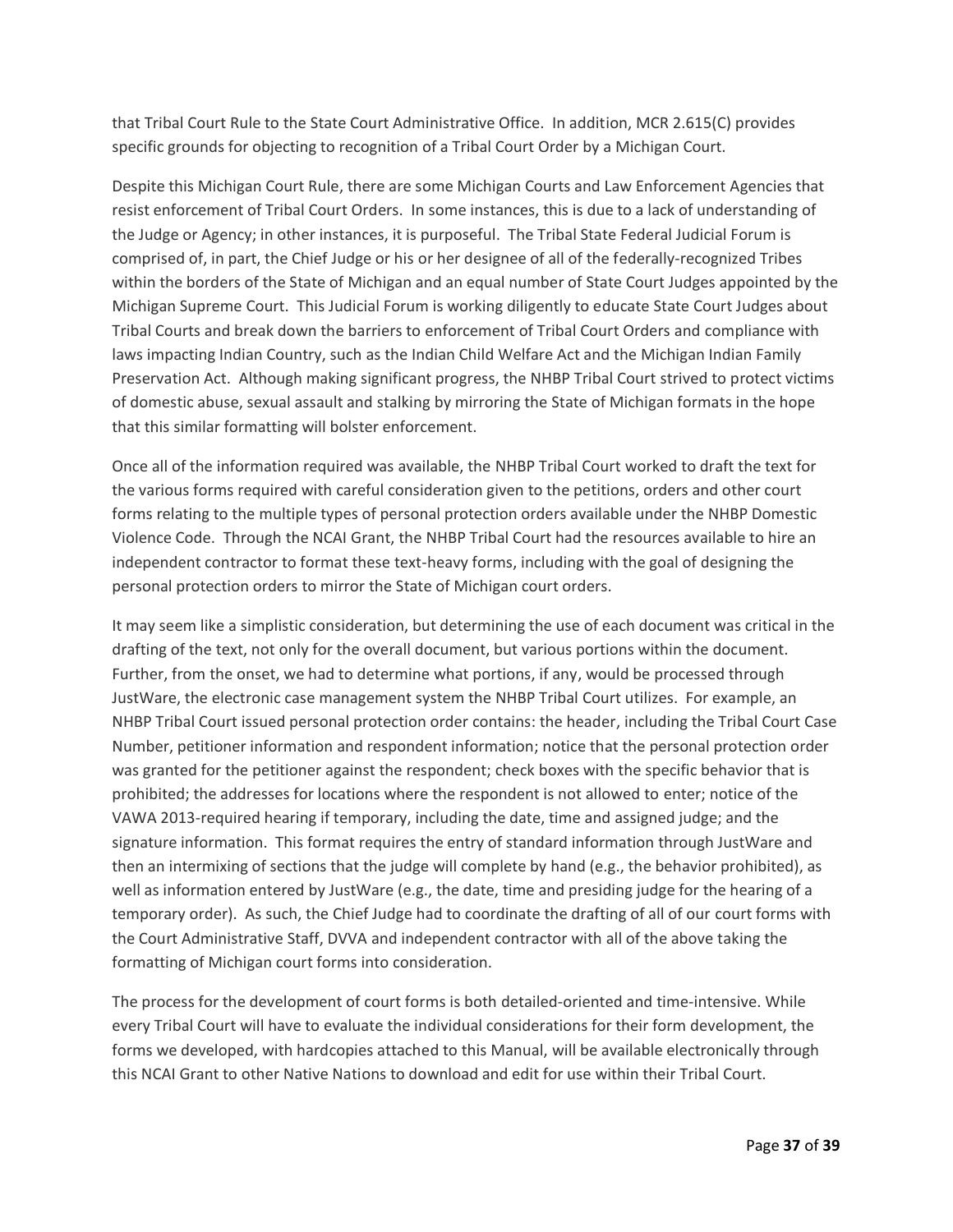that Tribal Court Rule to the State Court Administrative Office. In addition, MCR 2.615(C) provides specific grounds for objecting to recognition of a Tribal Court Order by a Michigan Court.

Despite this Michigan Court Rule, there are some Michigan Courts and Law Enforcement Agencies that resist enforcement of Tribal Court Orders. In some instances, this is due to a lack of understanding of the Judge or Agency; in other instances, it is purposeful. The Tribal State Federal Judicial Forum is comprised of, in part, the Chief Judge or his or her designee of all of the federally-recognized Tribes within the borders of the State of Michigan and an equal number of State Court Judges appointed by the Michigan Supreme Court. This Judicial Forum is working diligently to educate State Court Judges about Tribal Courts and break down the barriers to enforcement of Tribal Court Orders and compliance with laws impacting Indian Country, such as the Indian Child Welfare Act and the Michigan Indian Family Preservation Act. Although making significant progress, the NHBP Tribal Court strived to protect victims of domestic abuse, sexual assault and stalking by mirroring the State of Michigan formats in the hope that this similar formatting will bolster enforcement.

Once all of the information required was available, the NHBP Tribal Court worked to draft the text for the various forms required with careful consideration given to the petitions, orders and other court forms relating to the multiple types of personal protection orders available under the NHBP Domestic Violence Code. Through the NCAI Grant, the NHBP Tribal Court had the resources available to hire an independent contractor to format these text-heavy forms, including with the goal of designing the personal protection orders to mirror the State of Michigan court orders.

It may seem like a simplistic consideration, but determining the use of each document was critical in the drafting of the text, not only for the overall document, but various portions within the document. Further, from the onset, we had to determine what portions, if any, would be processed through JustWare, the electronic case management system the NHBP Tribal Court utilizes. For example, an NHBP Tribal Court issued personal protection order contains: the header, including the Tribal Court Case Number, petitioner information and respondent information; notice that the personal protection order was granted for the petitioner against the respondent; check boxes with the specific behavior that is prohibited; the addresses for locations where the respondent is not allowed to enter; notice of the VAWA 2013-required hearing if temporary, including the date, time and assigned judge; and the signature information. This format requires the entry of standard information through JustWare and then an intermixing of sections that the judge will complete by hand (e.g., the behavior prohibited), as well as information entered by JustWare (e.g., the date, time and presiding judge for the hearing of a temporary order). As such, the Chief Judge had to coordinate the drafting of all of our court forms with the Court Administrative Staff, DVVA and independent contractor with all of the above taking the formatting of Michigan court forms into consideration.

The process for the development of court forms is both detailed-oriented and time-intensive. While every Tribal Court will have to evaluate the individual considerations for their form development, the forms we developed, with hardcopies attached to this Manual, will be available electronically through this NCAI Grant to other Native Nations to download and edit for use within their Tribal Court.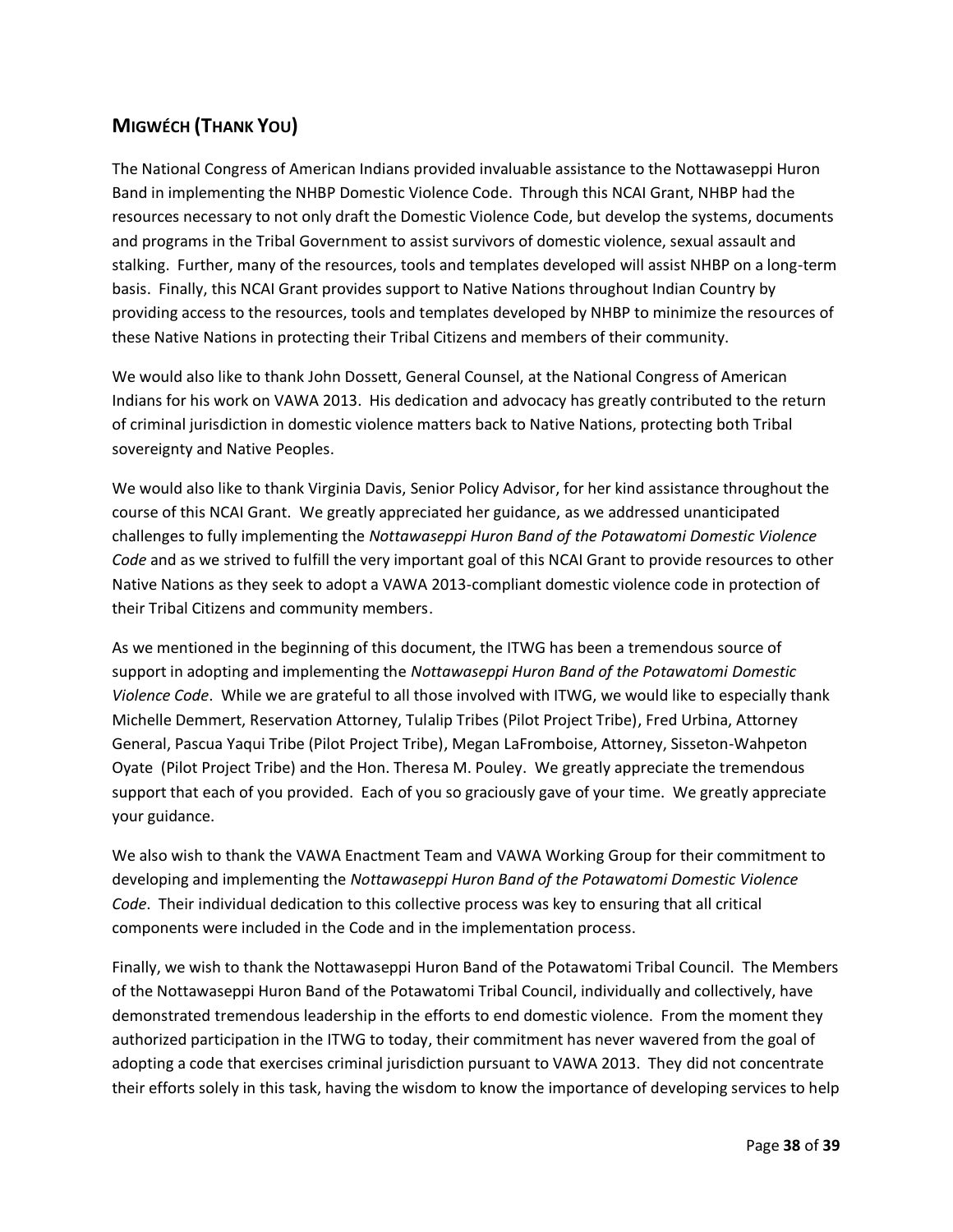## MIGWÉCH (THANK YOU)

The National Congress of American Indians provided invaluable assistance to the Nottawaseppi Huron Band in implementing the NHBP Domestic Violence Code. Through this NCAI Grant, NHBP had the resources necessary to not only draft the Domestic Violence Code, but develop the systems, documents and programs in the Tribal Government to assist survivors of domestic violence, sexual assault and stalking. Further, many of the resources, tools and templates developed will assist NHBP on a long-term basis. Finally, this NCAI Grant provides support to Native Nations throughout Indian Country by providing access to the resources, tools and templates developed by NHBP to minimize the resources of these Native Nations in protecting their Tribal Citizens and members of their community.

We would also like to thank John Dossett, General Counsel, at the National Congress of American Indians for his work on VAWA 2013. His dedication and advocacy has greatly contributed to the return of criminal jurisdiction in domestic violence matters back to Native Nations, protecting both Tribal sovereignty and Native Peoples.

We would also like to thank Virginia Davis, Senior Policy Advisor, for her kind assistance throughout the course of this NCAI Grant. We greatly appreciated her guidance, as we addressed unanticipated challenges to fully implementing the *Nottawaseppi Huron Band of the Potawatomi Domestic Violence Code* and as we strived to fulfill the very important goal of this NCAI Grant to provide resources to other Native Nations as they seek to adopt a VAWA 2013-compliant domestic violence code in protection of their Tribal Citizens and community members.

As we mentioned in the beginning of this document, the ITWG has been a tremendous source of support in adopting and implementing the *Nottawaseppi Huron Band of the Potawatomi Domestic Violence Code*. While we are grateful to all those involved with ITWG, we would like to especially thank Michelle Demmert, Reservation Attorney, Tulalip Tribes (Pilot Project Tribe), Fred Urbina, Attorney General, Pascua Yaqui Tribe (Pilot Project Tribe), Megan LaFromboise, Attorney, Sisseton-Wahpeton Oyate (Pilot Project Tribe) and the Hon. Theresa M. Pouley. We greatly appreciate the tremendous support that each of you provided. Each of you so graciously gave of your time. We greatly appreciate your guidance.

We also wish to thank the VAWA Enactment Team and VAWA Working Group for their commitment to developing and implementing the *Nottawaseppi Huron Band of the Potawatomi Domestic Violence Code*. Their individual dedication to this collective process was key to ensuring that all critical components were included in the Code and in the implementation process.

Finally, we wish to thank the Nottawaseppi Huron Band of the Potawatomi Tribal Council. The Members of the Nottawaseppi Huron Band of the Potawatomi Tribal Council, individually and collectively, have demonstrated tremendous leadership in the efforts to end domestic violence. From the moment they authorized participation in the ITWG to today, their commitment has never wavered from the goal of adopting a code that exercises criminal jurisdiction pursuant to VAWA 2013. They did not concentrate their efforts solely in this task, having the wisdom to know the importance of developing services to help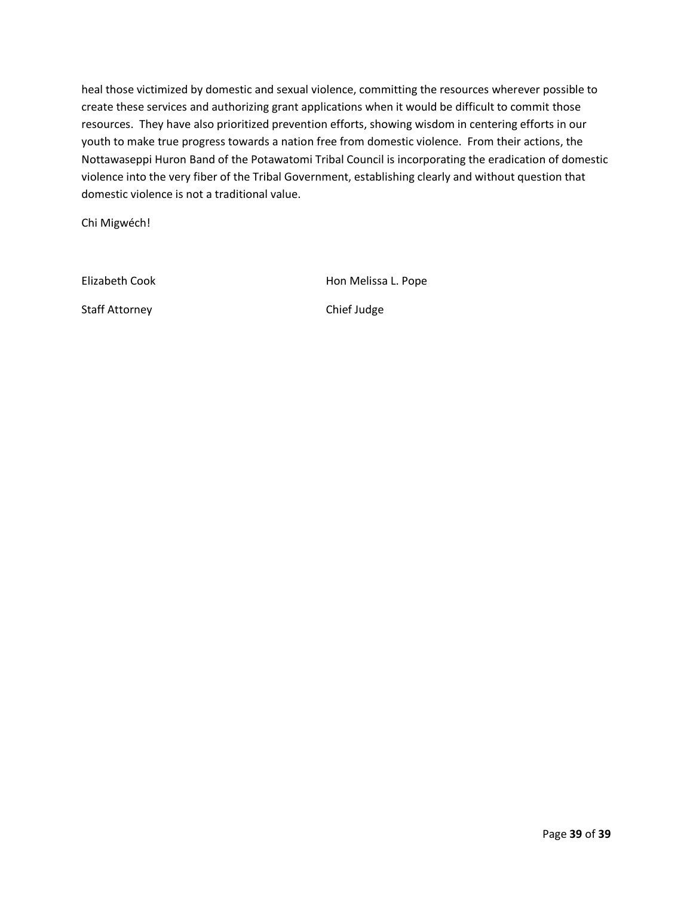heal those victimized by domestic and sexual violence, committing the resources wherever possible to create these services and authorizing grant applications when it would be difficult to commit those resources. They have also prioritized prevention efforts, showing wisdom in centering efforts in our youth to make true progress towards a nation free from domestic violence. From their actions, the Nottawaseppi Huron Band of the Potawatomi Tribal Council is incorporating the eradication of domestic violence into the very fiber of the Tribal Government, establishing clearly and without question that domestic violence is not a traditional value.

Chi Migwéch!

| | |
|---|---|
| Elizabeth Cook | Hon Melissa L. Pope |
| Staff Attorney | Chief Judge |